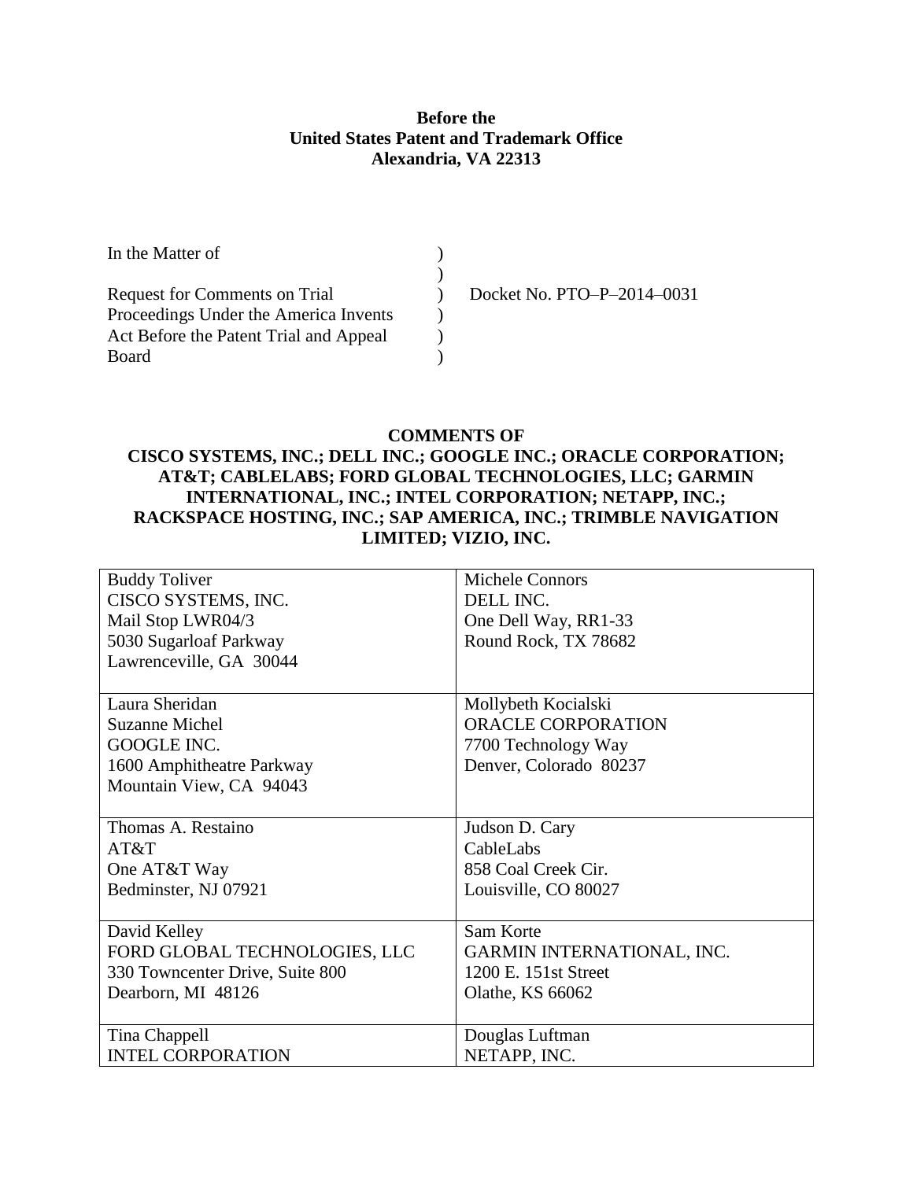**Before the**
**United States Patent and Trademark Office**
**Alexandria, VA 22313**

In the Matter of

Request for Comments on Trial Proceedings Under the America Invents Act Before the Patent Trial and Appeal Board

Docket No. PTO–P–2014–0031

**COMMENTS OF**
**CISCO SYSTEMS, INC.; DELL INC.; GOOGLE INC.; ORACLE CORPORATION; AT&T; CABLELABS; FORD GLOBAL TECHNOLOGIES, LLC; GARMIN INTERNATIONAL, INC.; INTEL CORPORATION; NETAPP, INC.; RACKSPACE HOSTING, INC.; SAP AMERICA, INC.; TRIMBLE NAVIGATION LIMITED; VIZIO, INC.**

| | |
|---|---|
| Buddy Toliver<br>CISCO SYSTEMS, INC.<br>Mail Stop LWR04/3<br>5030 Sugarloaf Parkway<br>Lawrenceville, GA 30044 | Michele Connors<br>DELL INC.<br>One Dell Way, RR1-33<br>Round Rock, TX 78682 |
| Laura Sheridan<br>Suzanne Michel<br>GOOGLE INC.<br>1600 Amphitheatre Parkway<br>Mountain View, CA 94043 | Mollybeth Kocialski<br>ORACLE CORPORATION<br>7700 Technology Way<br>Denver, Colorado 80237 |
| Thomas A. Restaino<br>AT&T<br>One AT&T Way<br>Bedminster, NJ 07921 | Judson D. Cary<br>CableLabs<br>858 Coal Creek Cir.<br>Louisville, CO 80027 |
| David Kelley<br>FORD GLOBAL TECHNOLOGIES, LLC<br>330 Towncenter Drive, Suite 800<br>Dearborn, MI 48126 | Sam Korte<br>GARMIN INTERNATIONAL, INC.<br>1200 E. 151st Street<br>Olathe, KS 66062 |
| Tina Chappell<br>INTEL CORPORATION | Douglas Luftman<br>NETAPP, INC. |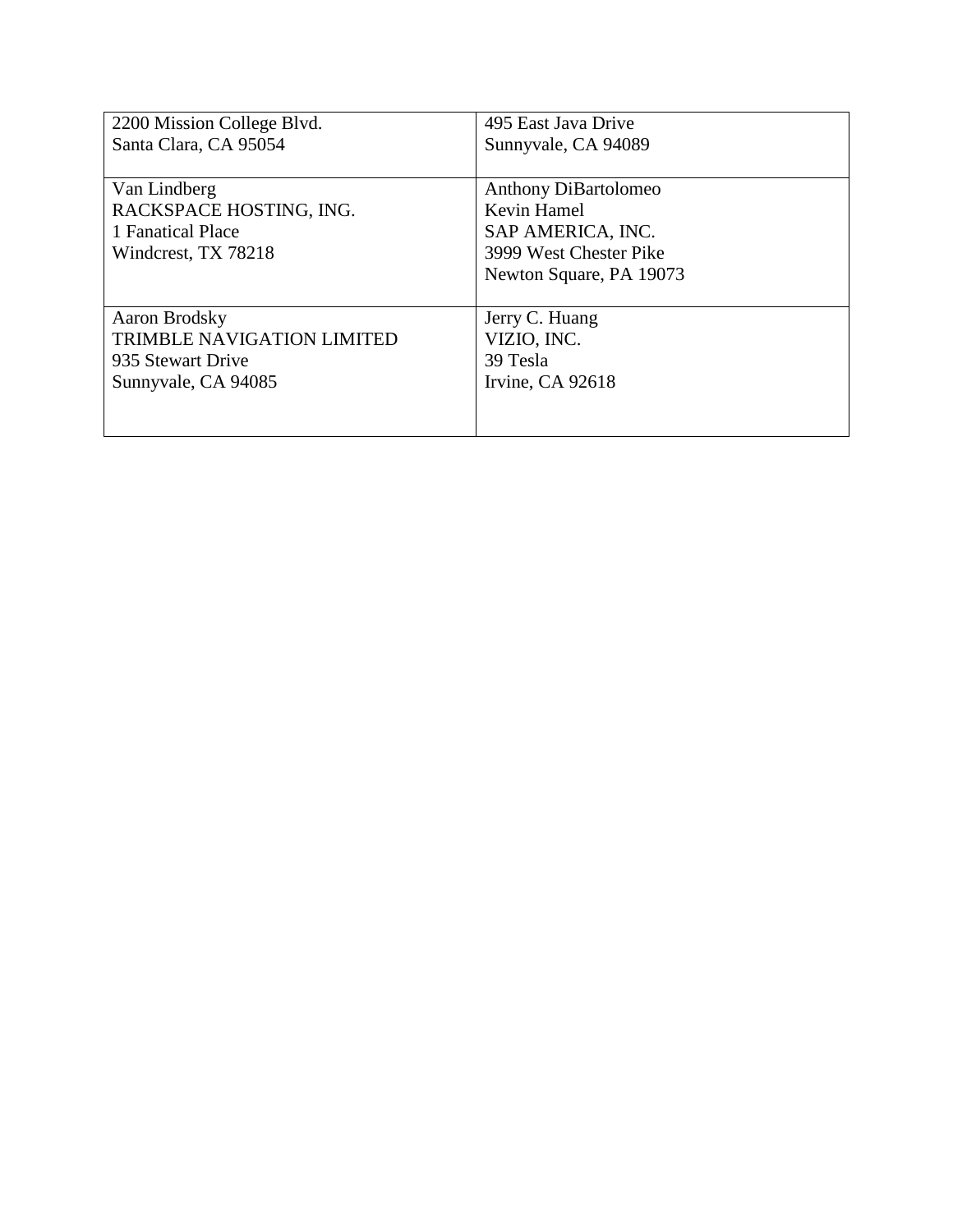| | |
|---|---|
| 2200 Mission College Blvd.<br>Santa Clara, CA 95054 | 495 East Java Drive<br>Sunnyvale, CA 94089 |
| Van Lindberg<br>RACKSPACE HOSTING, ING.<br>1 Fanatical Place<br>Windcrest, TX 78218 | Anthony DiBartolomeo<br>Kevin Hamel<br>SAP AMERICA, INC.<br>3999 West Chester Pike<br>Newton Square, PA 19073 |
| Aaron Brodsky<br>TRIMBLE NAVIGATION LIMITED<br>935 Stewart Drive<br>Sunnyvale, CA 94085 | Jerry C. Huang<br>VIZIO, INC.<br>39 Tesla<br>Irvine, CA 92618 |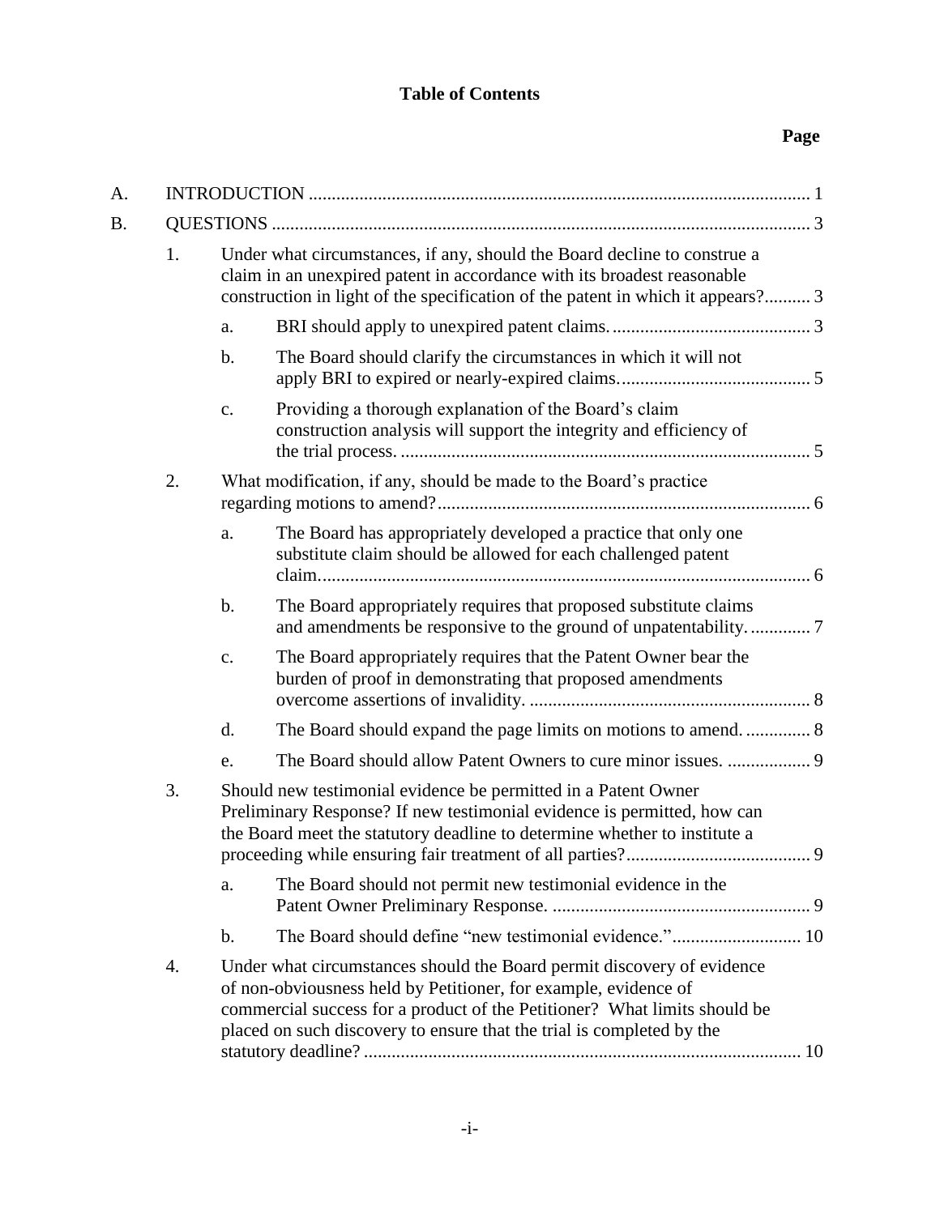# Table of Contents

**Page**

A. INTRODUCTION ............................................................................................................ 1

B. QUESTIONS .................................................................................................................... 3

1. Under what circumstances, if any, should the Board decline to construe a claim in an unexpired patent in accordance with its broadest reasonable construction in light of the specification of the patent in which it appears?.......... 3

   a. BRI should apply to unexpired patent claims. .......................................... 3

   b. The Board should clarify the circumstances in which it will not apply BRI to expired or nearly-expired claims. ......................................... 5

   c. Providing a thorough explanation of the Board's claim construction analysis will support the integrity and efficiency of the trial process. ........................................................................................ 5

2. What modification, if any, should be made to the Board's practice regarding motions to amend? ................................................................................ 6

   a. The Board has appropriately developed a practice that only one substitute claim should be allowed for each challenged patent claim. ........................................................................................................ 6

   b. The Board appropriately requires that proposed substitute claims and amendments be responsive to the ground of unpatentability. ............. 7

   c. The Board appropriately requires that the Patent Owner bear the burden of proof in demonstrating that proposed amendments overcome assertions of invalidity. ............................................................ 8

   d. The Board should expand the page limits on motions to amend. .............. 8

   e. The Board should allow Patent Owners to cure minor issues. .................. 9

3. Should new testimonial evidence be permitted in a Patent Owner Preliminary Response? If new testimonial evidence is permitted, how can the Board meet the statutory deadline to determine whether to institute a proceeding while ensuring fair treatment of all parties? ........................................ 9

   a. The Board should not permit new testimonial evidence in the Patent Owner Preliminary Response. ........................................................ 9

   b. The Board should define "new testimonial evidence." ............................ 10

4. Under what circumstances should the Board permit discovery of evidence of non-obviousness held by Petitioner, for example, evidence of commercial success for a product of the Petitioner? What limits should be placed on such discovery to ensure that the trial is completed by the statutory deadline? .............................................................................................. 10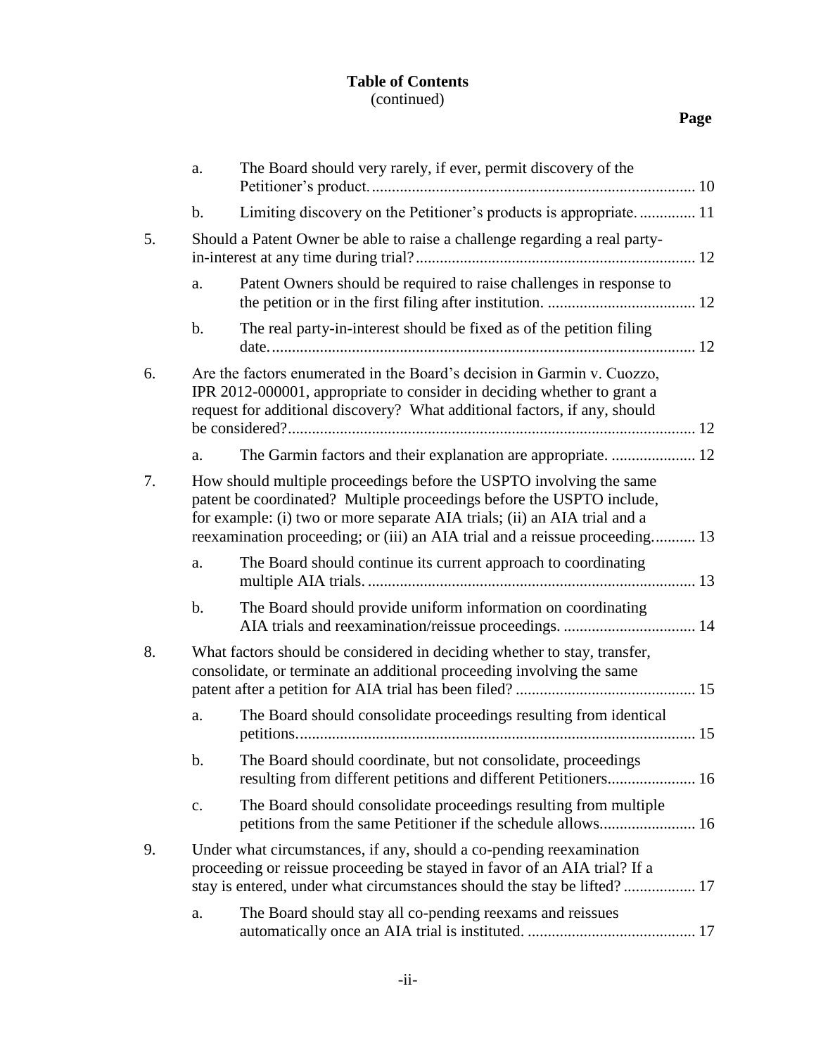**Table of Contents**
(continued)

**Page**

a. The Board should very rarely, if ever, permit discovery of the Petitioner's product. ........ 10

b. Limiting discovery on the Petitioner's products is appropriate. ........ 11

5. Should a Patent Owner be able to raise a challenge regarding a real party-in-interest at any time during trial? ........ 12

a. Patent Owners should be required to raise challenges in response to the petition or in the first filing after institution. ........ 12

b. The real party-in-interest should be fixed as of the petition filing date. ........ 12

6. Are the factors enumerated in the Board's decision in Garmin v. Cuozzo, IPR 2012-000001, appropriate to consider in deciding whether to grant a request for additional discovery? What additional factors, if any, should be considered? ........ 12

a. The Garmin factors and their explanation are appropriate. ........ 12

7. How should multiple proceedings before the USPTO involving the same patent be coordinated? Multiple proceedings before the USPTO include, for example: (i) two or more separate AIA trials; (ii) an AIA trial and a reexamination proceeding; or (iii) an AIA trial and a reissue proceeding. ........ 13

a. The Board should continue its current approach to coordinating multiple AIA trials. ........ 13

b. The Board should provide uniform information on coordinating AIA trials and reexamination/reissue proceedings. ........ 14

8. What factors should be considered in deciding whether to stay, transfer, consolidate, or terminate an additional proceeding involving the same patent after a petition for AIA trial has been filed? ........ 15

a. The Board should consolidate proceedings resulting from identical petitions. ........ 15

b. The Board should coordinate, but not consolidate, proceedings resulting from different petitions and different Petitioners. ........ 16

c. The Board should consolidate proceedings resulting from multiple petitions from the same Petitioner if the schedule allows. ........ 16

9. Under what circumstances, if any, should a co-pending reexamination proceeding or reissue proceeding be stayed in favor of an AIA trial? If a stay is entered, under what circumstances should the stay be lifted? ........ 17

a. The Board should stay all co-pending reexams and reissues automatically once an AIA trial is instituted. ........ 17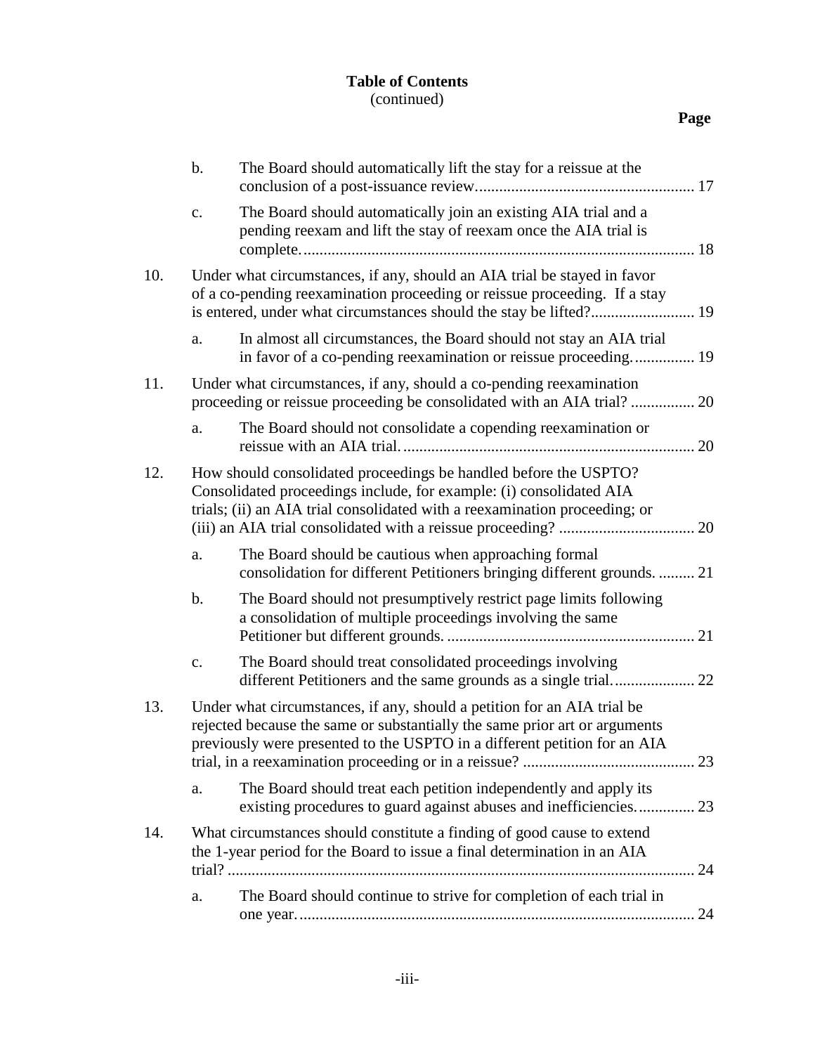**Table of Contents**
(continued)

**Page**

- b. The Board should automatically lift the stay for a reissue at the conclusion of a post-issuance review....................................................... 17
- c. The Board should automatically join an existing AIA trial and a pending reexam and lift the stay of reexam once the AIA trial is complete.................................................................................................. 18

10. Under what circumstances, if any, should an AIA trial be stayed in favor of a co-pending reexamination proceeding or reissue proceeding. If a stay is entered, under what circumstances should the stay be lifted?.......................... 19
    - a. In almost all circumstances, the Board should not stay an AIA trial in favor of a co-pending reexamination or reissue proceeding................ 19
11. Under what circumstances, if any, should a co-pending reexamination proceeding or reissue proceeding be consolidated with an AIA trial? ................ 20
    - a. The Board should not consolidate a copending reexamination or reissue with an AIA trial.......................................................................... 20
12. How should consolidated proceedings be handled before the USPTO? Consolidated proceedings include, for example: (i) consolidated AIA trials; (ii) an AIA trial consolidated with a reexamination proceeding; or (iii) an AIA trial consolidated with a reissue proceeding? .................................. 20
    - a. The Board should be cautious when approaching formal consolidation for different Petitioners bringing different grounds. ......... 21
    - b. The Board should not presumptively restrict page limits following a consolidation of multiple proceedings involving the same Petitioner but different grounds. .............................................................. 21
    - c. The Board should treat consolidated proceedings involving different Petitioners and the same grounds as a single trial.................... 22
13. Under what circumstances, if any, should a petition for an AIA trial be rejected because the same or substantially the same prior art or arguments previously were presented to the USPTO in a different petition for an AIA trial, in a reexamination proceeding or in a reissue? ........................................... 23
    - a. The Board should treat each petition independently and apply its existing procedures to guard against abuses and inefficiencies.............. 23
14. What circumstances should constitute a finding of good cause to extend the 1-year period for the Board to issue a final determination in an AIA trial? ..................................................................................................................... 24
    - a. The Board should continue to strive for completion of each trial in one year.................................................................................................... 24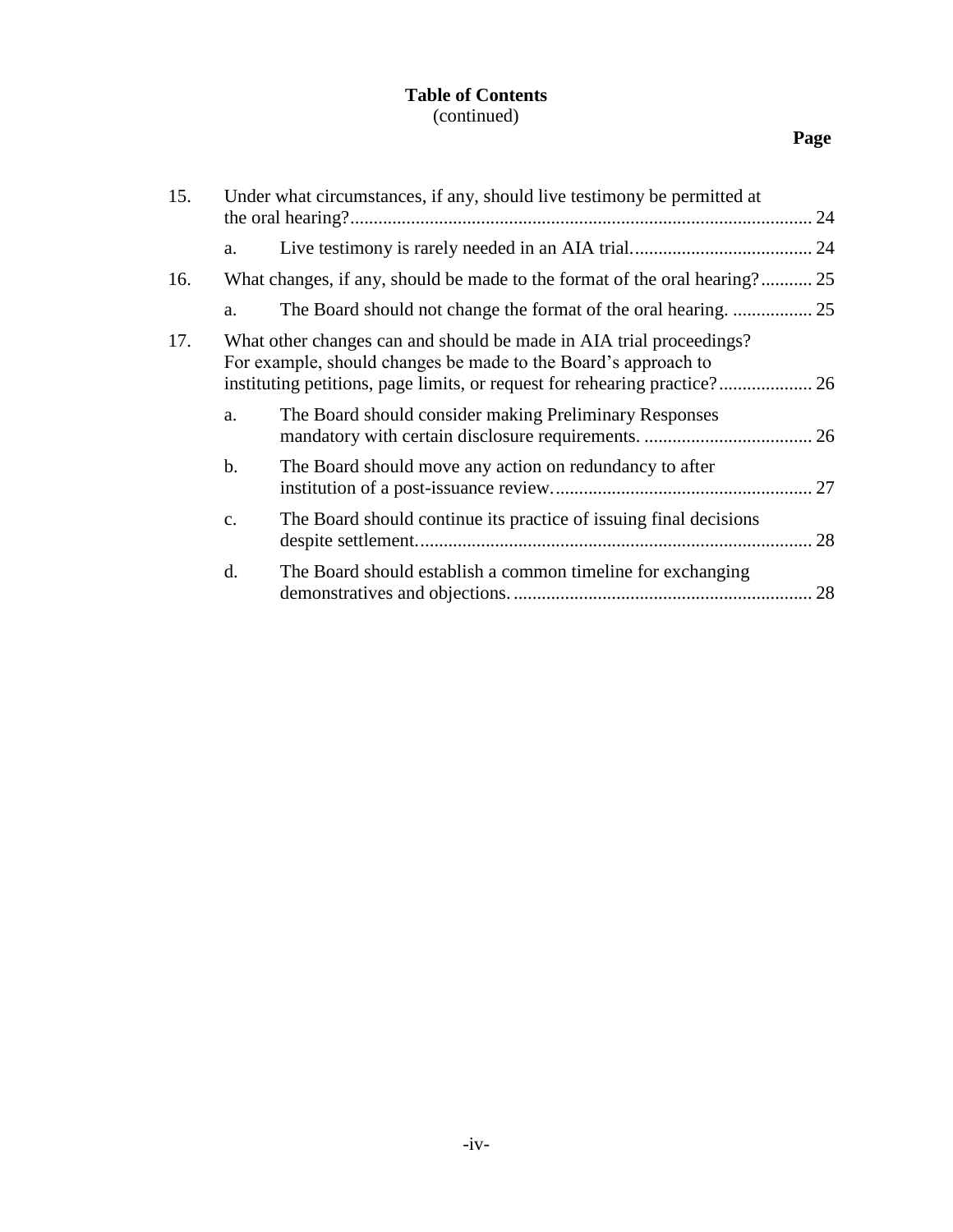**Table of Contents**
(continued)

| | | Page |
|---|---|---|
| 15. | Under what circumstances, if any, should live testimony be permitted at the oral hearing? | 24 |
| | a. Live testimony is rarely needed in an AIA trial. | 24 |
| 16. | What changes, if any, should be made to the format of the oral hearing? | 25 |
| | a. The Board should not change the format of the oral hearing. | 25 |
| 17. | What other changes can and should be made in AIA trial proceedings? For example, should changes be made to the Board's approach to instituting petitions, page limits, or request for rehearing practice? | 26 |
| | a. The Board should consider making Preliminary Responses mandatory with certain disclosure requirements. | 26 |
| | b. The Board should move any action on redundancy to after institution of a post-issuance review. | 27 |
| | c. The Board should continue its practice of issuing final decisions despite settlement. | 28 |
| | d. The Board should establish a common timeline for exchanging demonstratives and objections. | 28 |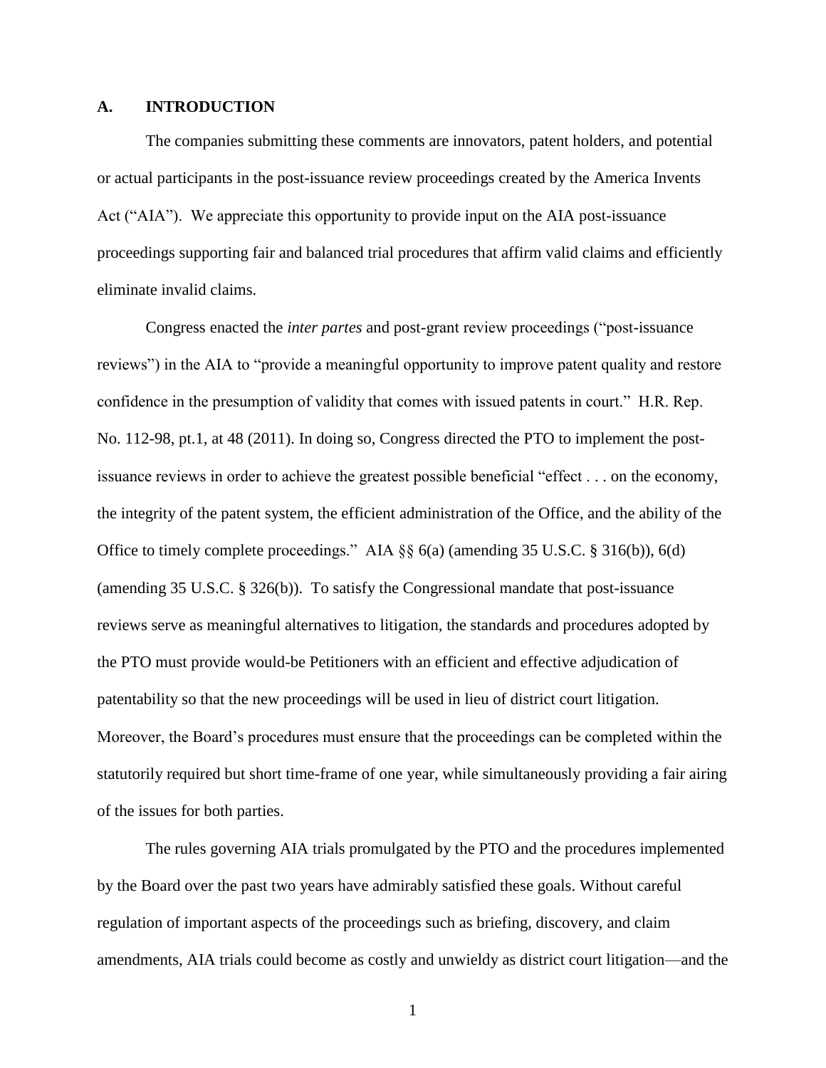## A. INTRODUCTION

The companies submitting these comments are innovators, patent holders, and potential or actual participants in the post-issuance review proceedings created by the America Invents Act ("AIA"). We appreciate this opportunity to provide input on the AIA post-issuance proceedings supporting fair and balanced trial procedures that affirm valid claims and efficiently eliminate invalid claims.

Congress enacted the *inter partes* and post-grant review proceedings ("post-issuance reviews") in the AIA to "provide a meaningful opportunity to improve patent quality and restore confidence in the presumption of validity that comes with issued patents in court." H.R. Rep. No. 112-98, pt.1, at 48 (2011). In doing so, Congress directed the PTO to implement the post-issuance reviews in order to achieve the greatest possible beneficial "effect . . . on the economy, the integrity of the patent system, the efficient administration of the Office, and the ability of the Office to timely complete proceedings." AIA §§ 6(a) (amending 35 U.S.C. § 316(b)), 6(d) (amending 35 U.S.C. § 326(b)). To satisfy the Congressional mandate that post-issuance reviews serve as meaningful alternatives to litigation, the standards and procedures adopted by the PTO must provide would-be Petitioners with an efficient and effective adjudication of patentability so that the new proceedings will be used in lieu of district court litigation. Moreover, the Board's procedures must ensure that the proceedings can be completed within the statutorily required but short time-frame of one year, while simultaneously providing a fair airing of the issues for both parties.

The rules governing AIA trials promulgated by the PTO and the procedures implemented by the Board over the past two years have admirably satisfied these goals. Without careful regulation of important aspects of the proceedings such as briefing, discovery, and claim amendments, AIA trials could become as costly and unwieldy as district court litigation—and the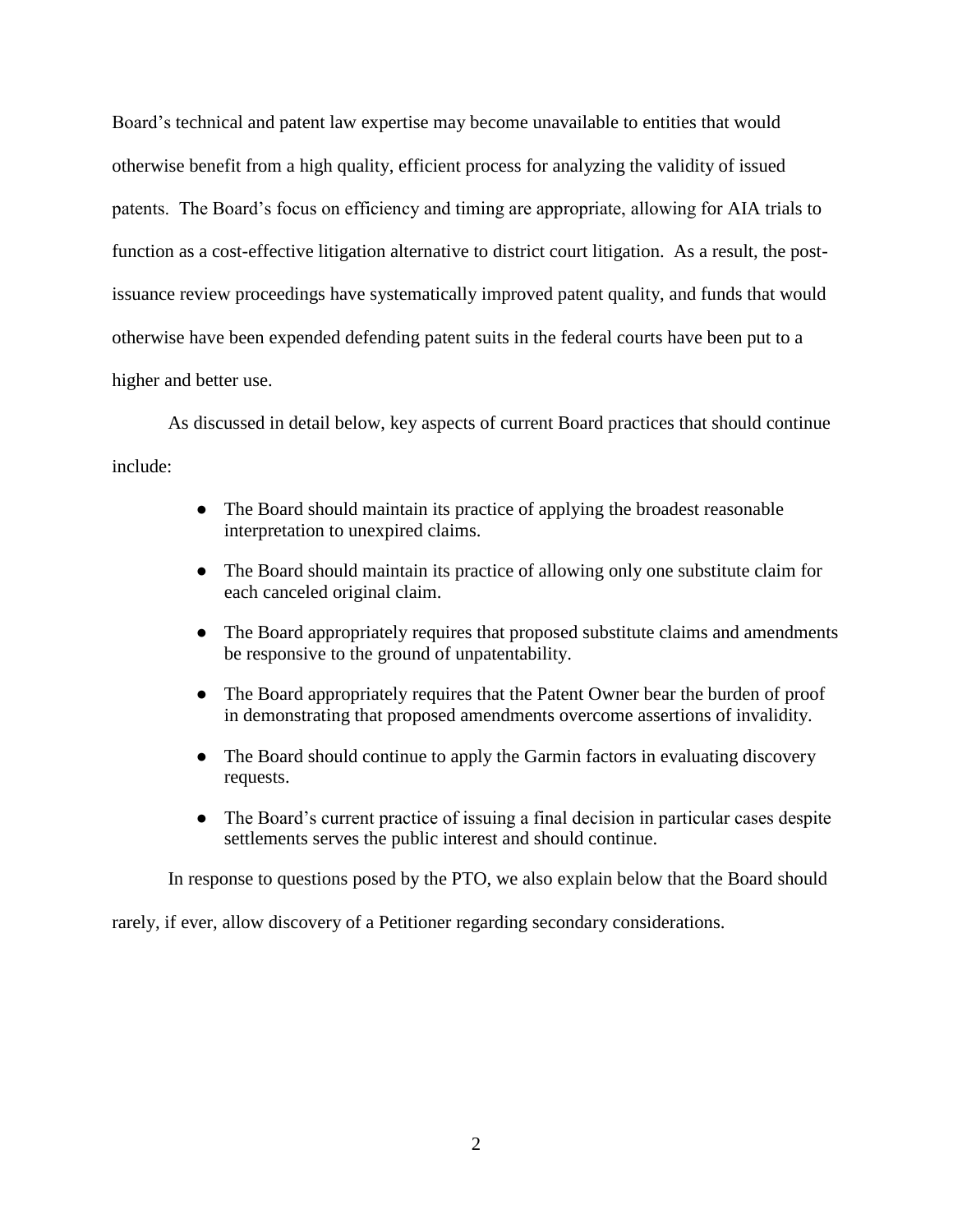Board's technical and patent law expertise may become unavailable to entities that would otherwise benefit from a high quality, efficient process for analyzing the validity of issued patents. The Board's focus on efficiency and timing are appropriate, allowing for AIA trials to function as a cost-effective litigation alternative to district court litigation. As a result, the post-issuance review proceedings have systematically improved patent quality, and funds that would otherwise have been expended defending patent suits in the federal courts have been put to a higher and better use.

As discussed in detail below, key aspects of current Board practices that should continue include:

- The Board should maintain its practice of applying the broadest reasonable interpretation to unexpired claims.
- The Board should maintain its practice of allowing only one substitute claim for each canceled original claim.
- The Board appropriately requires that proposed substitute claims and amendments be responsive to the ground of unpatentability.
- The Board appropriately requires that the Patent Owner bear the burden of proof in demonstrating that proposed amendments overcome assertions of invalidity.
- The Board should continue to apply the Garmin factors in evaluating discovery requests.
- The Board's current practice of issuing a final decision in particular cases despite settlements serves the public interest and should continue.

In response to questions posed by the PTO, we also explain below that the Board should rarely, if ever, allow discovery of a Petitioner regarding secondary considerations.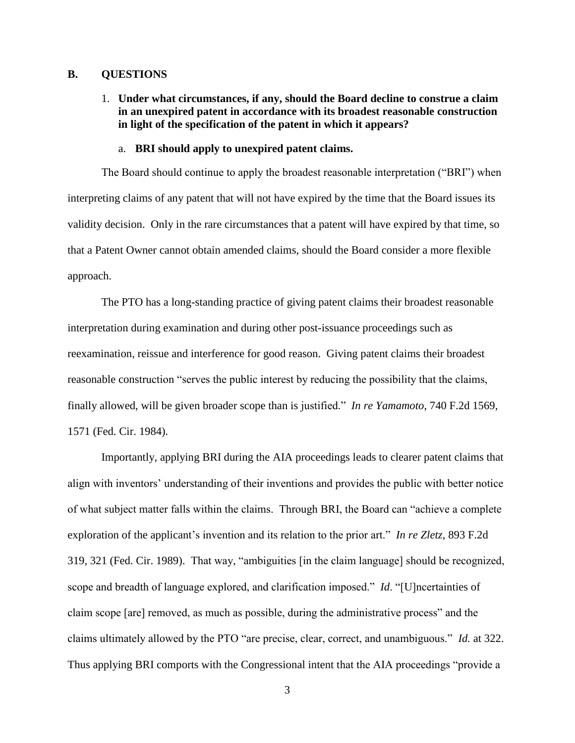## B. QUESTIONS

1. **Under what circumstances, if any, should the Board decline to construe a claim in an unexpired patent in accordance with its broadest reasonable construction in light of the specification of the patent in which it appears?**

    a. **BRI should apply to unexpired patent claims.**

The Board should continue to apply the broadest reasonable interpretation ("BRI") when interpreting claims of any patent that will not have expired by the time that the Board issues its validity decision. Only in the rare circumstances that a patent will have expired by that time, so that a Patent Owner cannot obtain amended claims, should the Board consider a more flexible approach.

The PTO has a long-standing practice of giving patent claims their broadest reasonable interpretation during examination and during other post-issuance proceedings such as reexamination, reissue and interference for good reason. Giving patent claims their broadest reasonable construction "serves the public interest by reducing the possibility that the claims, finally allowed, will be given broader scope than is justified." *In re Yamamoto*, 740 F.2d 1569, 1571 (Fed. Cir. 1984).

Importantly, applying BRI during the AIA proceedings leads to clearer patent claims that align with inventors' understanding of their inventions and provides the public with better notice of what subject matter falls within the claims. Through BRI, the Board can "achieve a complete exploration of the applicant's invention and its relation to the prior art." *In re Zletz*, 893 F.2d 319, 321 (Fed. Cir. 1989). That way, "ambiguities [in the claim language] should be recognized, scope and breadth of language explored, and clarification imposed." *Id*. "[U]ncertainties of claim scope [are] removed, as much as possible, during the administrative process" and the claims ultimately allowed by the PTO "are precise, clear, correct, and unambiguous." *Id.* at 322. Thus applying BRI comports with the Congressional intent that the AIA proceedings "provide a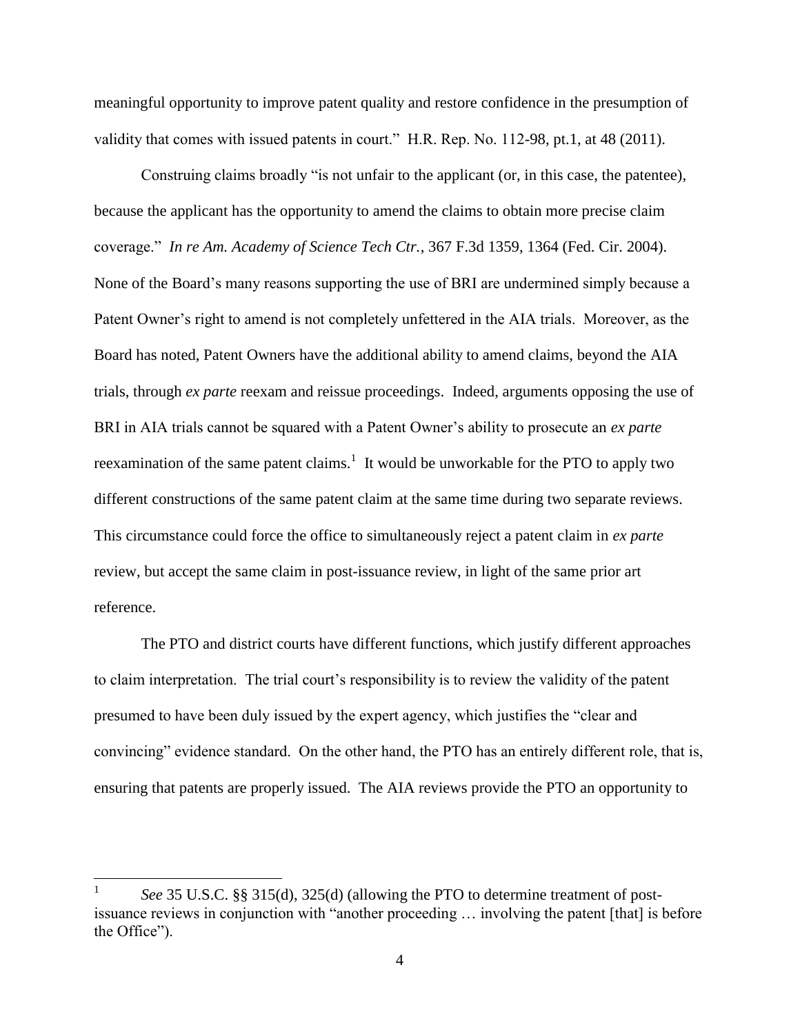meaningful opportunity to improve patent quality and restore confidence in the presumption of validity that comes with issued patents in court." H.R. Rep. No. 112-98, pt.1, at 48 (2011).

Construing claims broadly "is not unfair to the applicant (or, in this case, the patentee), because the applicant has the opportunity to amend the claims to obtain more precise claim coverage." *In re Am. Academy of Science Tech Ctr.*, 367 F.3d 1359, 1364 (Fed. Cir. 2004). None of the Board's many reasons supporting the use of BRI are undermined simply because a Patent Owner's right to amend is not completely unfettered in the AIA trials. Moreover, as the Board has noted, Patent Owners have the additional ability to amend claims, beyond the AIA trials, through *ex parte* reexam and reissue proceedings. Indeed, arguments opposing the use of BRI in AIA trials cannot be squared with a Patent Owner's ability to prosecute an *ex parte* reexamination of the same patent claims.[1] It would be unworkable for the PTO to apply two different constructions of the same patent claim at the same time during two separate reviews. This circumstance could force the office to simultaneously reject a patent claim in *ex parte* review, but accept the same claim in post-issuance review, in light of the same prior art reference.

The PTO and district courts have different functions, which justify different approaches to claim interpretation. The trial court's responsibility is to review the validity of the patent presumed to have been duly issued by the expert agency, which justifies the "clear and convincing" evidence standard. On the other hand, the PTO has an entirely different role, that is, ensuring that patents are properly issued. The AIA reviews provide the PTO an opportunity to

---

[1] *See* 35 U.S.C. §§ 315(d), 325(d) (allowing the PTO to determine treatment of post-issuance reviews in conjunction with "another proceeding … involving the patent [that] is before the Office").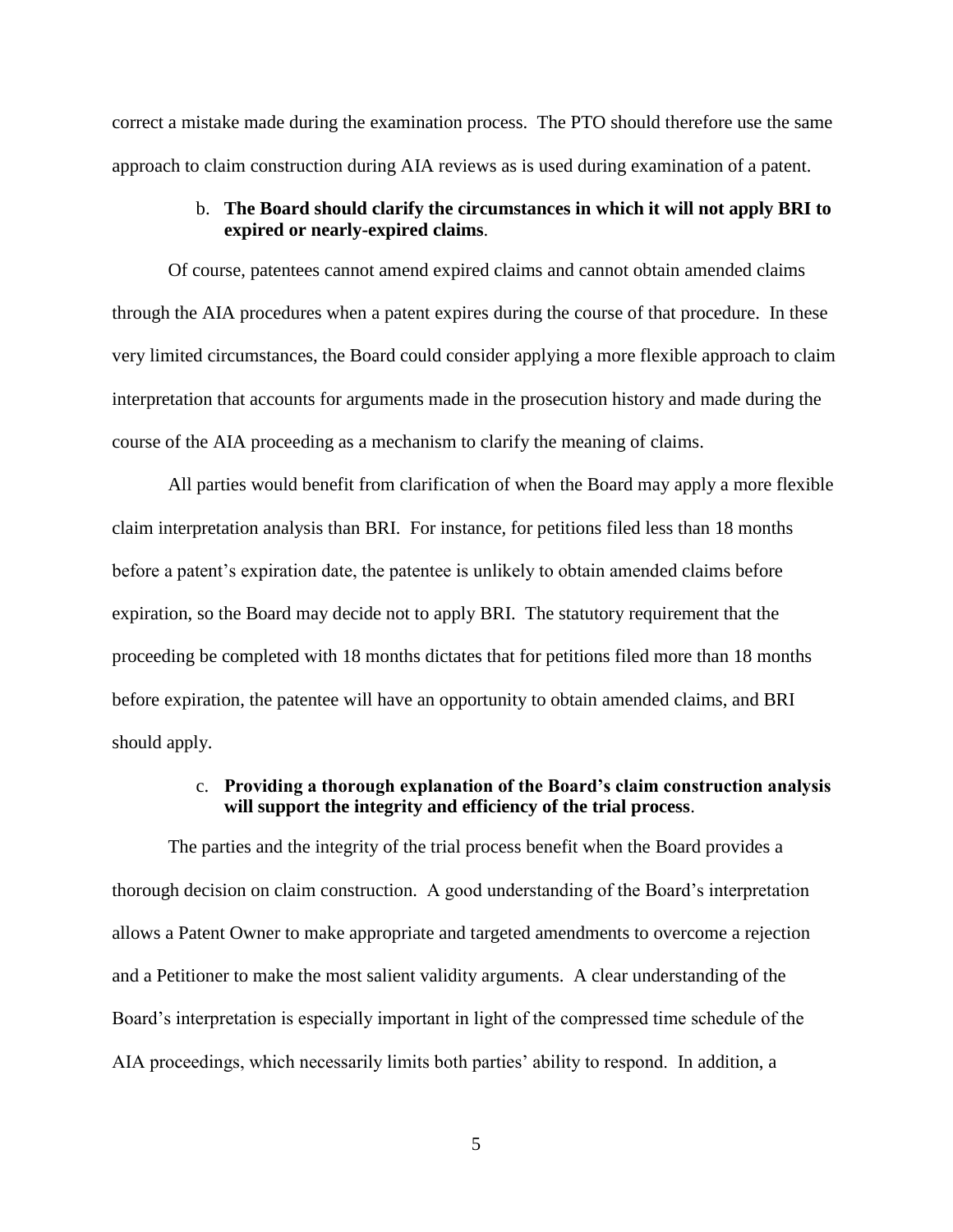correct a mistake made during the examination process. The PTO should therefore use the same approach to claim construction during AIA reviews as is used during examination of a patent.

b. **The Board should clarify the circumstances in which it will not apply BRI to expired or nearly-expired claims**.

Of course, patentees cannot amend expired claims and cannot obtain amended claims through the AIA procedures when a patent expires during the course of that procedure. In these very limited circumstances, the Board could consider applying a more flexible approach to claim interpretation that accounts for arguments made in the prosecution history and made during the course of the AIA proceeding as a mechanism to clarify the meaning of claims.

All parties would benefit from clarification of when the Board may apply a more flexible claim interpretation analysis than BRI. For instance, for petitions filed less than 18 months before a patent's expiration date, the patentee is unlikely to obtain amended claims before expiration, so the Board may decide not to apply BRI. The statutory requirement that the proceeding be completed with 18 months dictates that for petitions filed more than 18 months before expiration, the patentee will have an opportunity to obtain amended claims, and BRI should apply.

c. **Providing a thorough explanation of the Board's claim construction analysis will support the integrity and efficiency of the trial process**.

The parties and the integrity of the trial process benefit when the Board provides a thorough decision on claim construction. A good understanding of the Board's interpretation allows a Patent Owner to make appropriate and targeted amendments to overcome a rejection and a Petitioner to make the most salient validity arguments. A clear understanding of the Board's interpretation is especially important in light of the compressed time schedule of the AIA proceedings, which necessarily limits both parties' ability to respond. In addition, a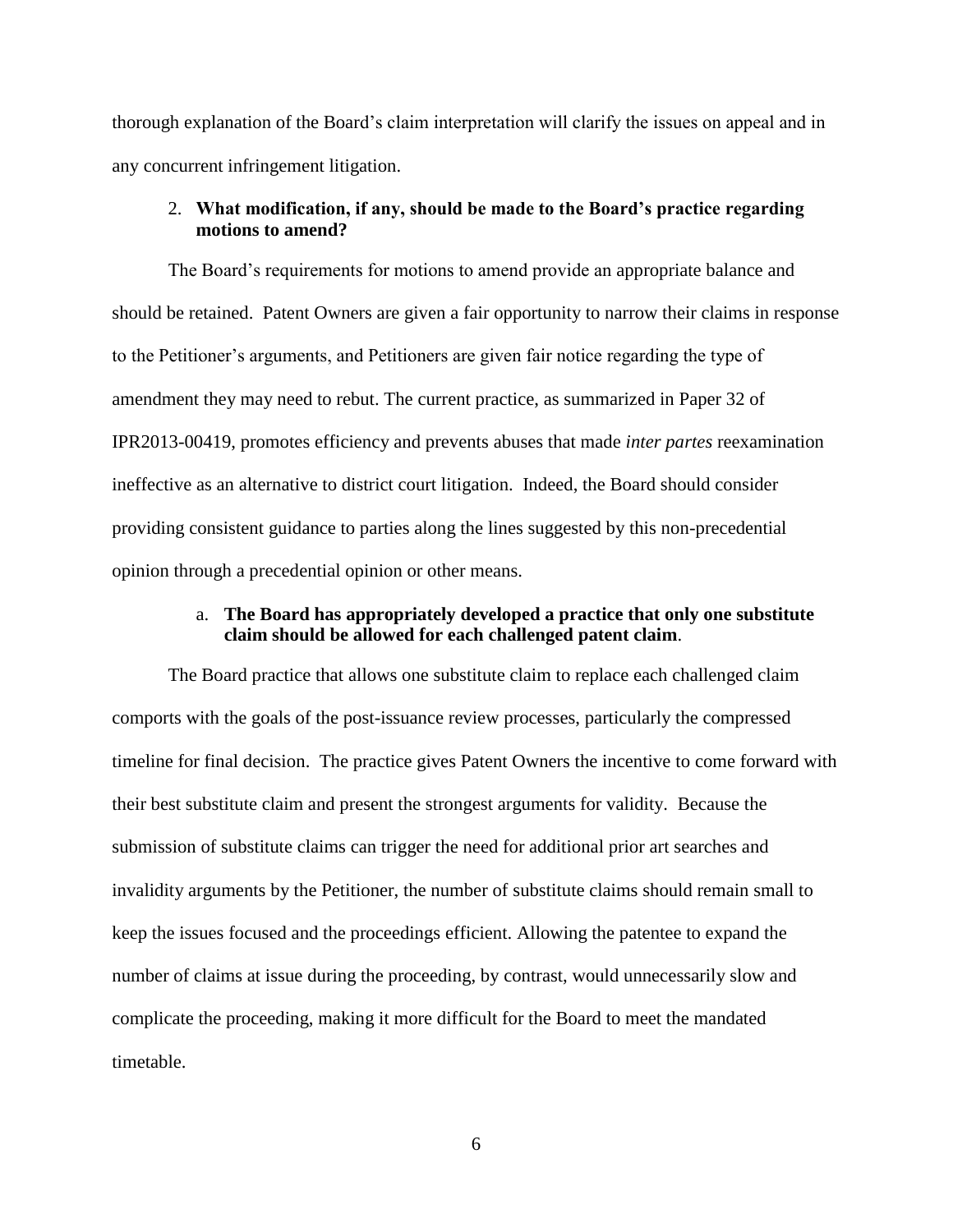thorough explanation of the Board's claim interpretation will clarify the issues on appeal and in any concurrent infringement litigation.

2. **What modification, if any, should be made to the Board's practice regarding motions to amend?**

The Board's requirements for motions to amend provide an appropriate balance and should be retained. Patent Owners are given a fair opportunity to narrow their claims in response to the Petitioner's arguments, and Petitioners are given fair notice regarding the type of amendment they may need to rebut. The current practice, as summarized in Paper 32 of IPR2013-00419, promotes efficiency and prevents abuses that made *inter partes* reexamination ineffective as an alternative to district court litigation. Indeed, the Board should consider providing consistent guidance to parties along the lines suggested by this non-precedential opinion through a precedential opinion or other means.

a. **The Board has appropriately developed a practice that only one substitute claim should be allowed for each challenged patent claim**.

The Board practice that allows one substitute claim to replace each challenged claim comports with the goals of the post-issuance review processes, particularly the compressed timeline for final decision. The practice gives Patent Owners the incentive to come forward with their best substitute claim and present the strongest arguments for validity. Because the submission of substitute claims can trigger the need for additional prior art searches and invalidity arguments by the Petitioner, the number of substitute claims should remain small to keep the issues focused and the proceedings efficient. Allowing the patentee to expand the number of claims at issue during the proceeding, by contrast, would unnecessarily slow and complicate the proceeding, making it more difficult for the Board to meet the mandated timetable.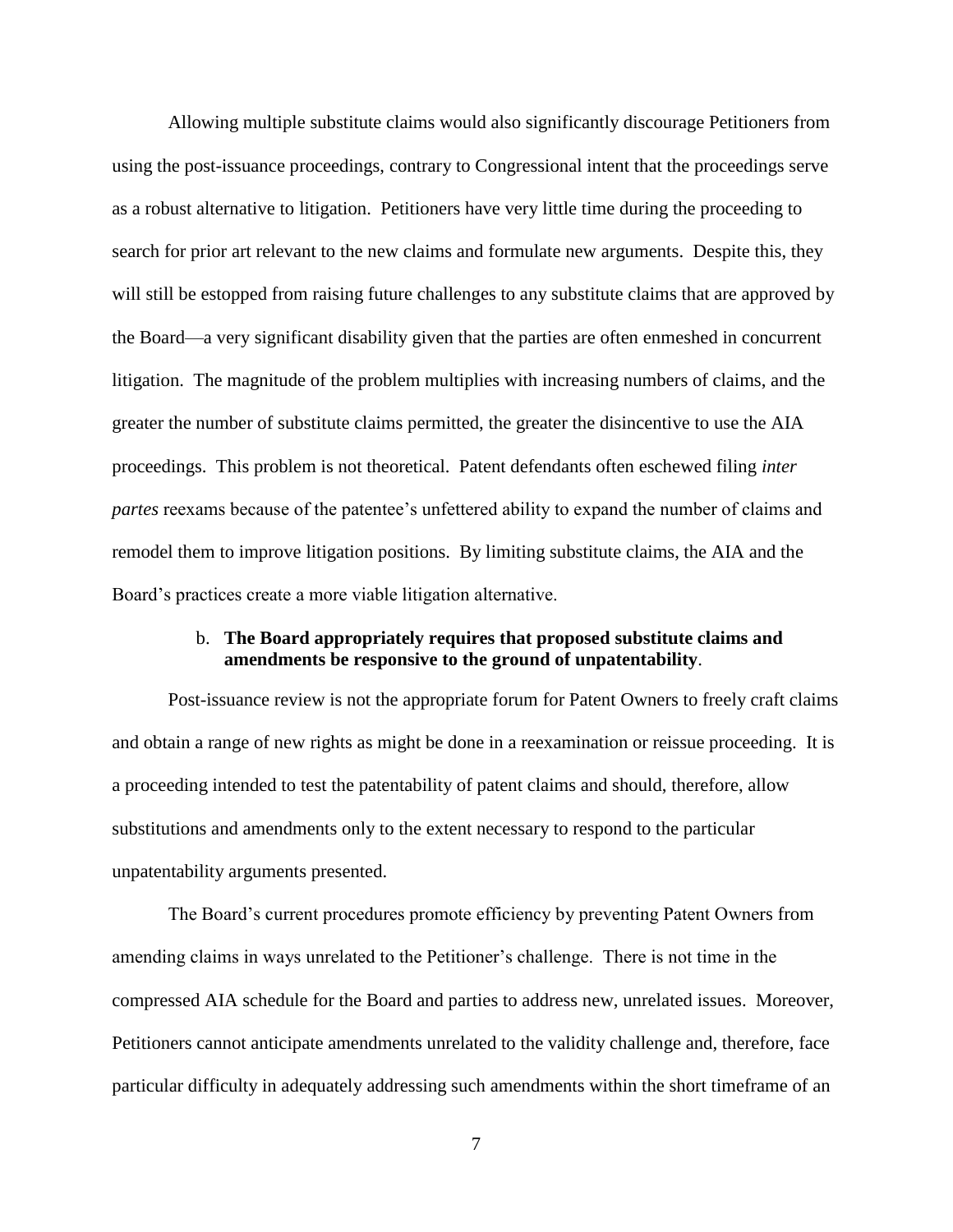Allowing multiple substitute claims would also significantly discourage Petitioners from using the post-issuance proceedings, contrary to Congressional intent that the proceedings serve as a robust alternative to litigation. Petitioners have very little time during the proceeding to search for prior art relevant to the new claims and formulate new arguments. Despite this, they will still be estopped from raising future challenges to any substitute claims that are approved by the Board—a very significant disability given that the parties are often enmeshed in concurrent litigation. The magnitude of the problem multiplies with increasing numbers of claims, and the greater the number of substitute claims permitted, the greater the disincentive to use the AIA proceedings. This problem is not theoretical. Patent defendants often eschewed filing *inter partes* reexams because of the patentee's unfettered ability to expand the number of claims and remodel them to improve litigation positions. By limiting substitute claims, the AIA and the Board's practices create a more viable litigation alternative.

b. **The Board appropriately requires that proposed substitute claims and amendments be responsive to the ground of unpatentability**.

Post-issuance review is not the appropriate forum for Patent Owners to freely craft claims and obtain a range of new rights as might be done in a reexamination or reissue proceeding. It is a proceeding intended to test the patentability of patent claims and should, therefore, allow substitutions and amendments only to the extent necessary to respond to the particular unpatentability arguments presented.

The Board's current procedures promote efficiency by preventing Patent Owners from amending claims in ways unrelated to the Petitioner's challenge. There is not time in the compressed AIA schedule for the Board and parties to address new, unrelated issues. Moreover, Petitioners cannot anticipate amendments unrelated to the validity challenge and, therefore, face particular difficulty in adequately addressing such amendments within the short timeframe of an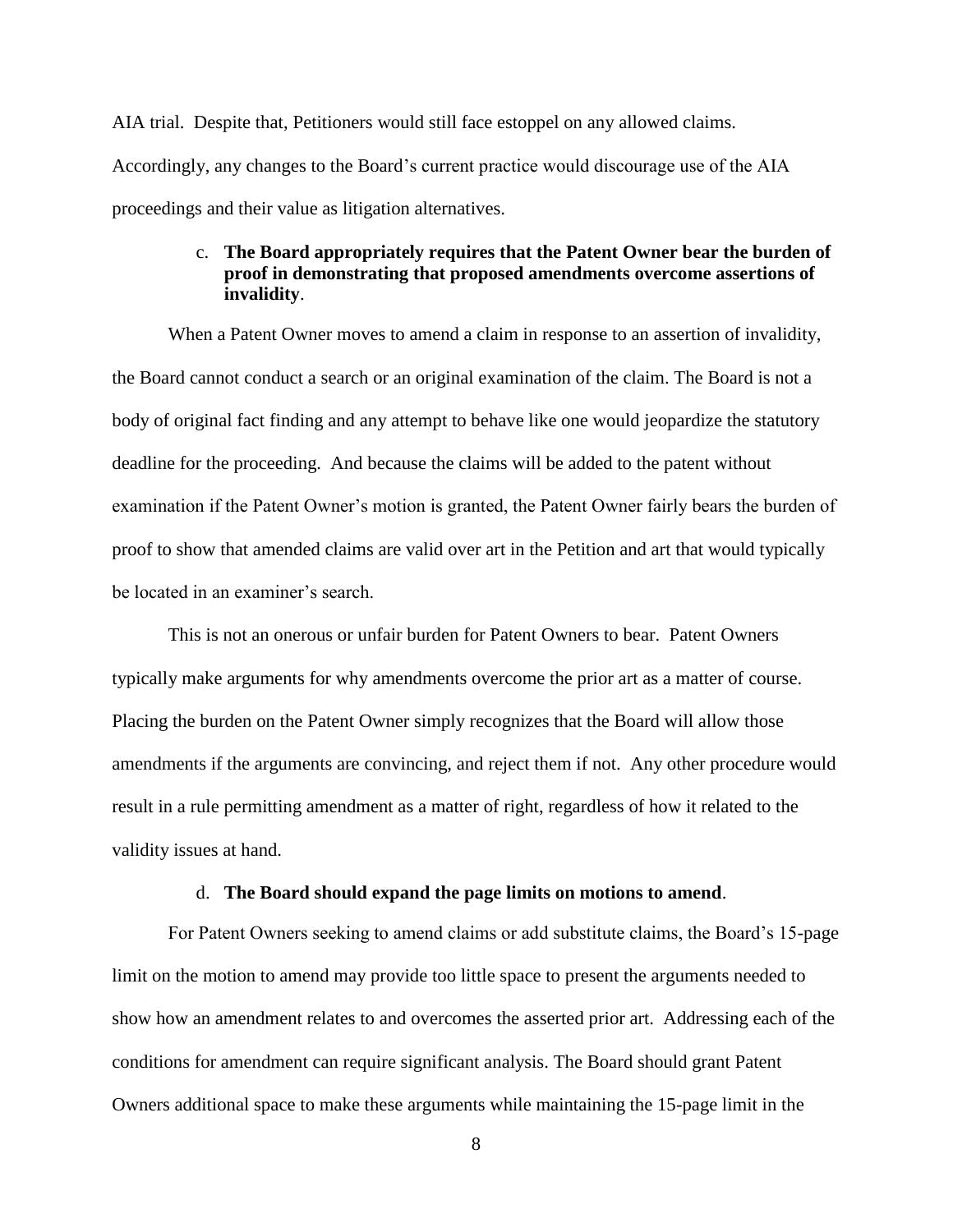AIA trial. Despite that, Petitioners would still face estoppel on any allowed claims. Accordingly, any changes to the Board's current practice would discourage use of the AIA proceedings and their value as litigation alternatives.

c. **The Board appropriately requires that the Patent Owner bear the burden of proof in demonstrating that proposed amendments overcome assertions of invalidity**.

When a Patent Owner moves to amend a claim in response to an assertion of invalidity, the Board cannot conduct a search or an original examination of the claim. The Board is not a body of original fact finding and any attempt to behave like one would jeopardize the statutory deadline for the proceeding. And because the claims will be added to the patent without examination if the Patent Owner's motion is granted, the Patent Owner fairly bears the burden of proof to show that amended claims are valid over art in the Petition and art that would typically be located in an examiner's search.

This is not an onerous or unfair burden for Patent Owners to bear. Patent Owners typically make arguments for why amendments overcome the prior art as a matter of course. Placing the burden on the Patent Owner simply recognizes that the Board will allow those amendments if the arguments are convincing, and reject them if not. Any other procedure would result in a rule permitting amendment as a matter of right, regardless of how it related to the validity issues at hand.

d. **The Board should expand the page limits on motions to amend**.

For Patent Owners seeking to amend claims or add substitute claims, the Board's 15-page limit on the motion to amend may provide too little space to present the arguments needed to show how an amendment relates to and overcomes the asserted prior art. Addressing each of the conditions for amendment can require significant analysis. The Board should grant Patent Owners additional space to make these arguments while maintaining the 15-page limit in the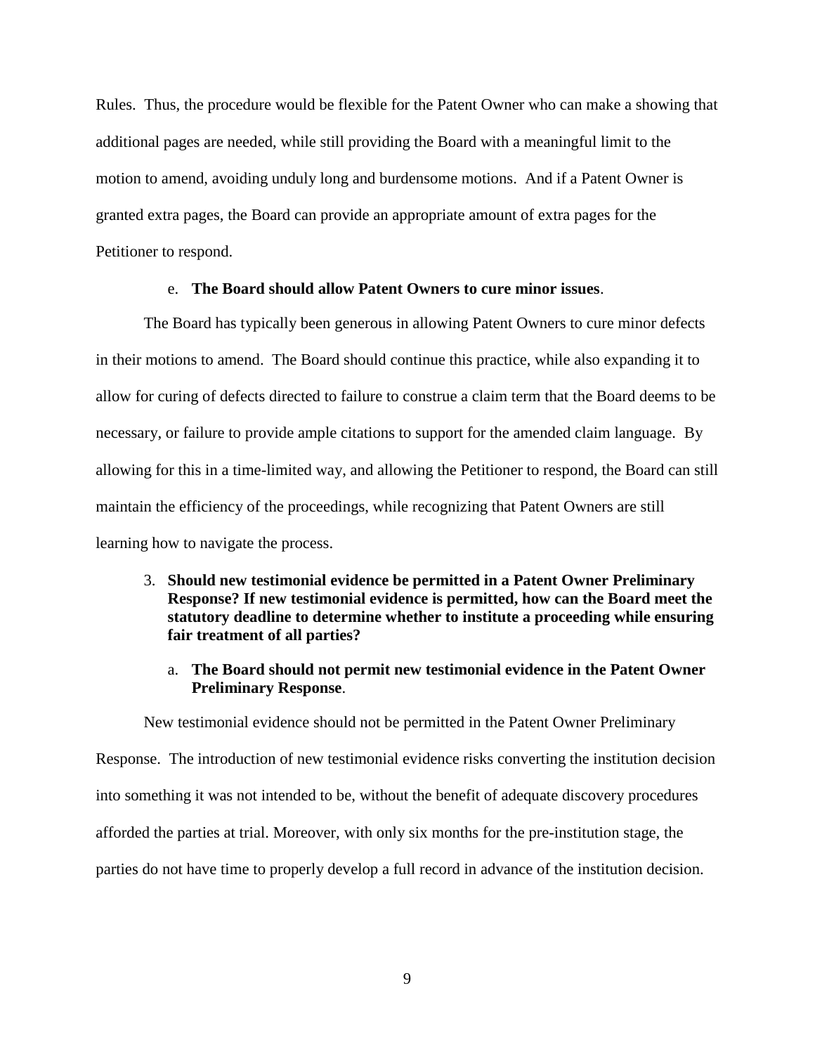Rules. Thus, the procedure would be flexible for the Patent Owner who can make a showing that additional pages are needed, while still providing the Board with a meaningful limit to the motion to amend, avoiding unduly long and burdensome motions. And if a Patent Owner is granted extra pages, the Board can provide an appropriate amount of extra pages for the Petitioner to respond.

e. **The Board should allow Patent Owners to cure minor issues**.

The Board has typically been generous in allowing Patent Owners to cure minor defects in their motions to amend. The Board should continue this practice, while also expanding it to allow for curing of defects directed to failure to construe a claim term that the Board deems to be necessary, or failure to provide ample citations to support for the amended claim language. By allowing for this in a time-limited way, and allowing the Petitioner to respond, the Board can still maintain the efficiency of the proceedings, while recognizing that Patent Owners are still learning how to navigate the process.

3. **Should new testimonial evidence be permitted in a Patent Owner Preliminary Response? If new testimonial evidence is permitted, how can the Board meet the statutory deadline to determine whether to institute a proceeding while ensuring fair treatment of all parties?**

   a. **The Board should not permit new testimonial evidence in the Patent Owner Preliminary Response**.

New testimonial evidence should not be permitted in the Patent Owner Preliminary Response. The introduction of new testimonial evidence risks converting the institution decision into something it was not intended to be, without the benefit of adequate discovery procedures afforded the parties at trial. Moreover, with only six months for the pre-institution stage, the parties do not have time to properly develop a full record in advance of the institution decision.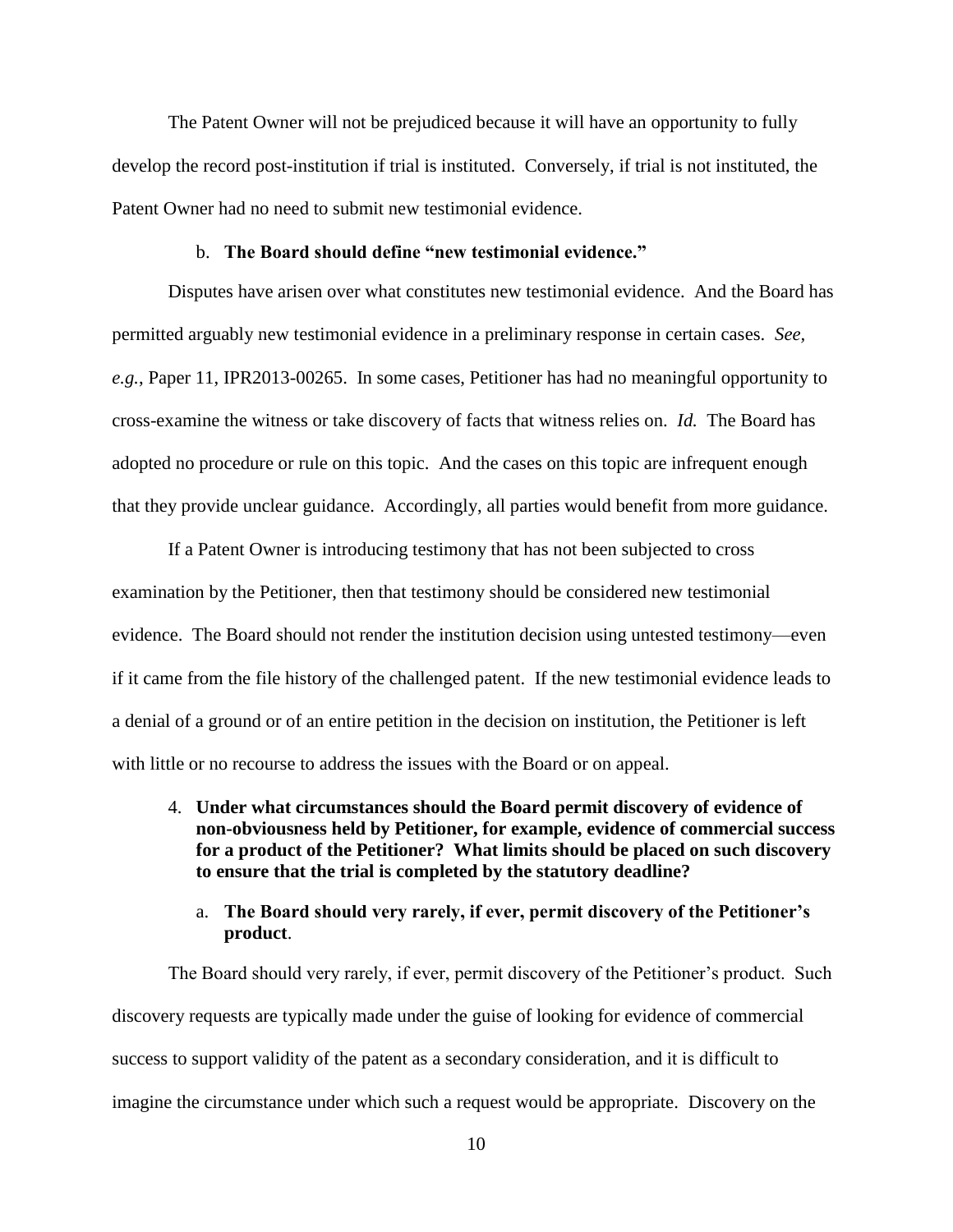The Patent Owner will not be prejudiced because it will have an opportunity to fully develop the record post-institution if trial is instituted. Conversely, if trial is not instituted, the Patent Owner had no need to submit new testimonial evidence.

b. **The Board should define "new testimonial evidence."**

Disputes have arisen over what constitutes new testimonial evidence. And the Board has permitted arguably new testimonial evidence in a preliminary response in certain cases. *See, e.g.*, Paper 11, IPR2013-00265. In some cases, Petitioner has had no meaningful opportunity to cross-examine the witness or take discovery of facts that witness relies on. *Id.* The Board has adopted no procedure or rule on this topic. And the cases on this topic are infrequent enough that they provide unclear guidance. Accordingly, all parties would benefit from more guidance.

If a Patent Owner is introducing testimony that has not been subjected to cross examination by the Petitioner, then that testimony should be considered new testimonial evidence. The Board should not render the institution decision using untested testimony—even if it came from the file history of the challenged patent. If the new testimonial evidence leads to a denial of a ground or of an entire petition in the decision on institution, the Petitioner is left with little or no recourse to address the issues with the Board or on appeal.

4. **Under what circumstances should the Board permit discovery of evidence of non-obviousness held by Petitioner, for example, evidence of commercial success for a product of the Petitioner? What limits should be placed on such discovery to ensure that the trial is completed by the statutory deadline?**

   a. **The Board should very rarely, if ever, permit discovery of the Petitioner's product**.

The Board should very rarely, if ever, permit discovery of the Petitioner's product. Such discovery requests are typically made under the guise of looking for evidence of commercial success to support validity of the patent as a secondary consideration, and it is difficult to imagine the circumstance under which such a request would be appropriate. Discovery on the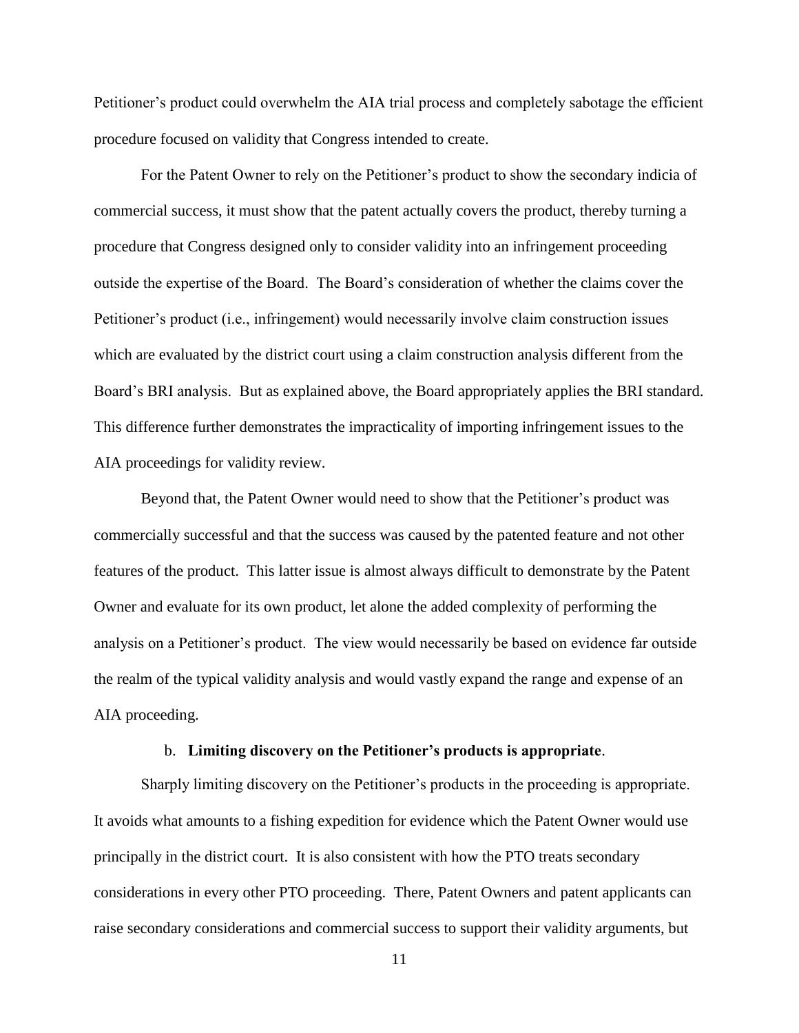Petitioner's product could overwhelm the AIA trial process and completely sabotage the efficient procedure focused on validity that Congress intended to create.

For the Patent Owner to rely on the Petitioner's product to show the secondary indicia of commercial success, it must show that the patent actually covers the product, thereby turning a procedure that Congress designed only to consider validity into an infringement proceeding outside the expertise of the Board. The Board's consideration of whether the claims cover the Petitioner's product (i.e., infringement) would necessarily involve claim construction issues which are evaluated by the district court using a claim construction analysis different from the Board's BRI analysis. But as explained above, the Board appropriately applies the BRI standard. This difference further demonstrates the impracticality of importing infringement issues to the AIA proceedings for validity review.

Beyond that, the Patent Owner would need to show that the Petitioner's product was commercially successful and that the success was caused by the patented feature and not other features of the product. This latter issue is almost always difficult to demonstrate by the Patent Owner and evaluate for its own product, let alone the added complexity of performing the analysis on a Petitioner's product. The view would necessarily be based on evidence far outside the realm of the typical validity analysis and would vastly expand the range and expense of an AIA proceeding.

b. **Limiting discovery on the Petitioner's products is appropriate**.

Sharply limiting discovery on the Petitioner's products in the proceeding is appropriate. It avoids what amounts to a fishing expedition for evidence which the Patent Owner would use principally in the district court. It is also consistent with how the PTO treats secondary considerations in every other PTO proceeding. There, Patent Owners and patent applicants can raise secondary considerations and commercial success to support their validity arguments, but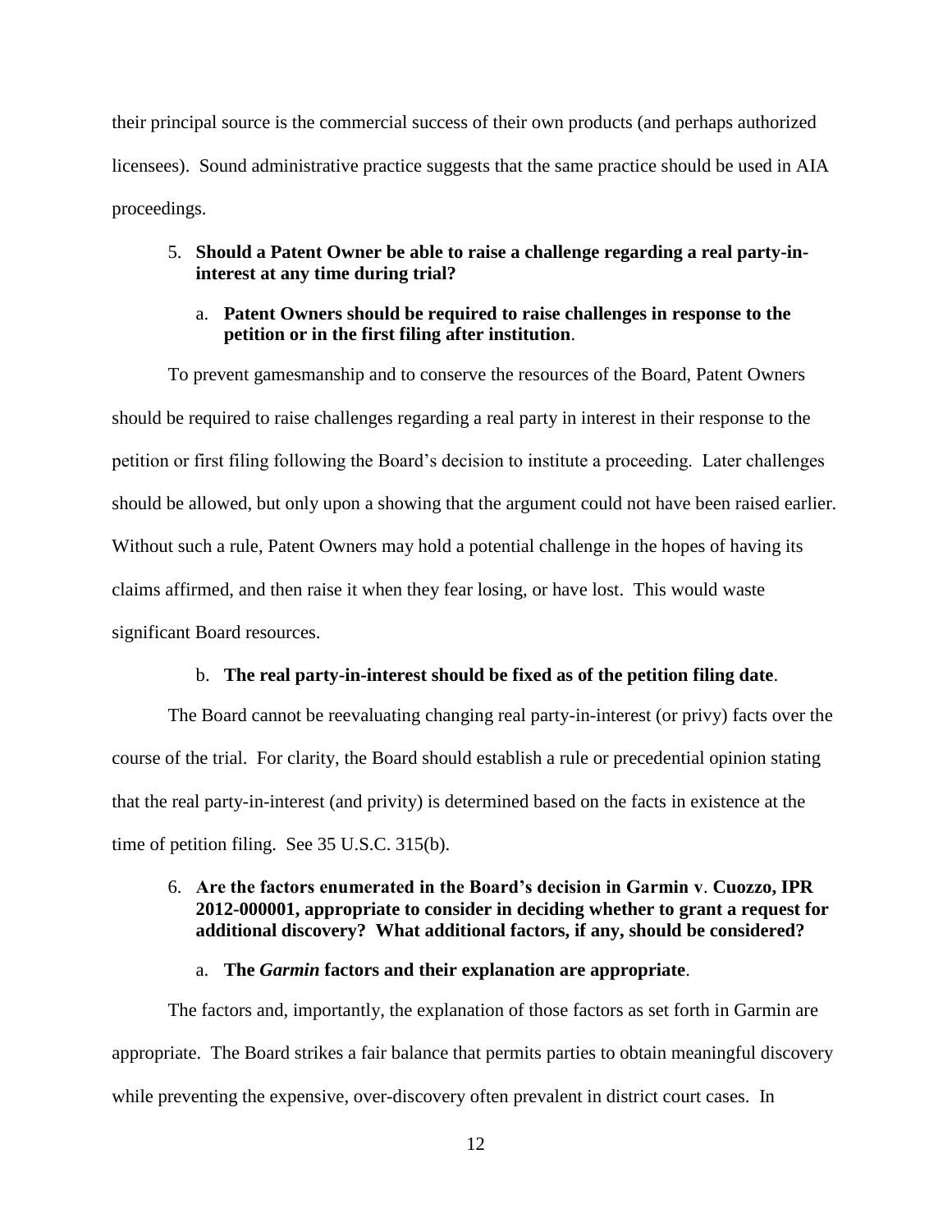their principal source is the commercial success of their own products (and perhaps authorized licensees). Sound administrative practice suggests that the same practice should be used in AIA proceedings.

5. **Should a Patent Owner be able to raise a challenge regarding a real party-in-interest at any time during trial?**

   a. **Patent Owners should be required to raise challenges in response to the petition or in the first filing after institution**.

To prevent gamesmanship and to conserve the resources of the Board, Patent Owners should be required to raise challenges regarding a real party in interest in their response to the petition or first filing following the Board's decision to institute a proceeding. Later challenges should be allowed, but only upon a showing that the argument could not have been raised earlier. Without such a rule, Patent Owners may hold a potential challenge in the hopes of having its claims affirmed, and then raise it when they fear losing, or have lost. This would waste significant Board resources.

   b. **The real party-in-interest should be fixed as of the petition filing date**.

The Board cannot be reevaluating changing real party-in-interest (or privy) facts over the course of the trial. For clarity, the Board should establish a rule or precedential opinion stating that the real party-in-interest (and privity) is determined based on the facts in existence at the time of petition filing. See 35 U.S.C. 315(b).

6. **Are the factors enumerated in the Board's decision in Garmin v. Cuozzo, IPR 2012-000001, appropriate to consider in deciding whether to grant a request for additional discovery? What additional factors, if any, should be considered?**

   a. **The *Garmin* factors and their explanation are appropriate**.

The factors and, importantly, the explanation of those factors as set forth in Garmin are appropriate. The Board strikes a fair balance that permits parties to obtain meaningful discovery while preventing the expensive, over-discovery often prevalent in district court cases. In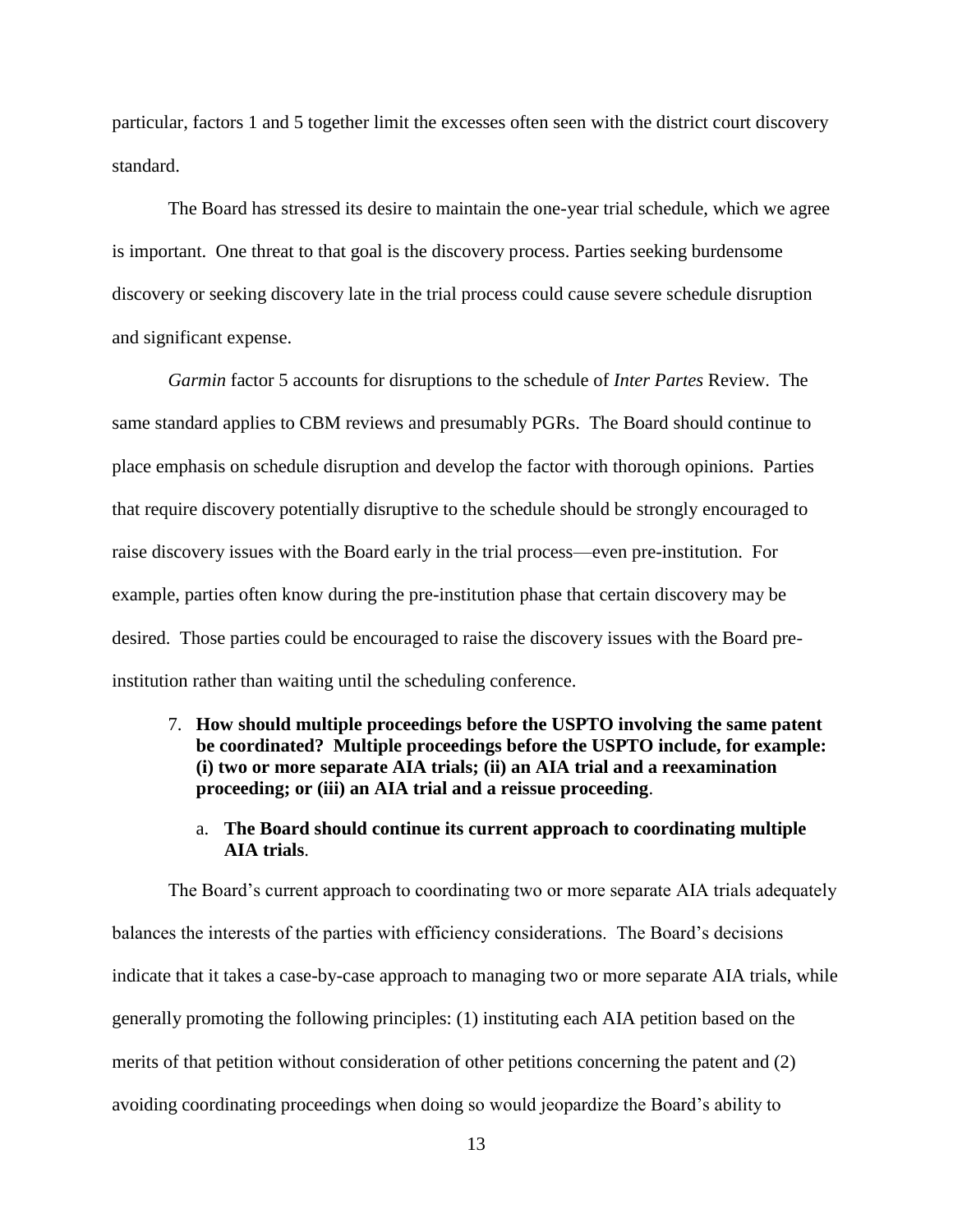particular, factors 1 and 5 together limit the excesses often seen with the district court discovery standard.

The Board has stressed its desire to maintain the one-year trial schedule, which we agree is important. One threat to that goal is the discovery process. Parties seeking burdensome discovery or seeking discovery late in the trial process could cause severe schedule disruption and significant expense.

*Garmin* factor 5 accounts for disruptions to the schedule of *Inter Partes* Review. The same standard applies to CBM reviews and presumably PGRs. The Board should continue to place emphasis on schedule disruption and develop the factor with thorough opinions. Parties that require discovery potentially disruptive to the schedule should be strongly encouraged to raise discovery issues with the Board early in the trial process—even pre-institution. For example, parties often know during the pre-institution phase that certain discovery may be desired. Those parties could be encouraged to raise the discovery issues with the Board pre-institution rather than waiting until the scheduling conference.

7. **How should multiple proceedings before the USPTO involving the same patent be coordinated? Multiple proceedings before the USPTO include, for example: (i) two or more separate AIA trials; (ii) an AIA trial and a reexamination proceeding; or (iii) an AIA trial and a reissue proceeding**.

   a. **The Board should continue its current approach to coordinating multiple AIA trials**.

The Board's current approach to coordinating two or more separate AIA trials adequately balances the interests of the parties with efficiency considerations. The Board's decisions indicate that it takes a case-by-case approach to managing two or more separate AIA trials, while generally promoting the following principles: (1) instituting each AIA petition based on the merits of that petition without consideration of other petitions concerning the patent and (2) avoiding coordinating proceedings when doing so would jeopardize the Board's ability to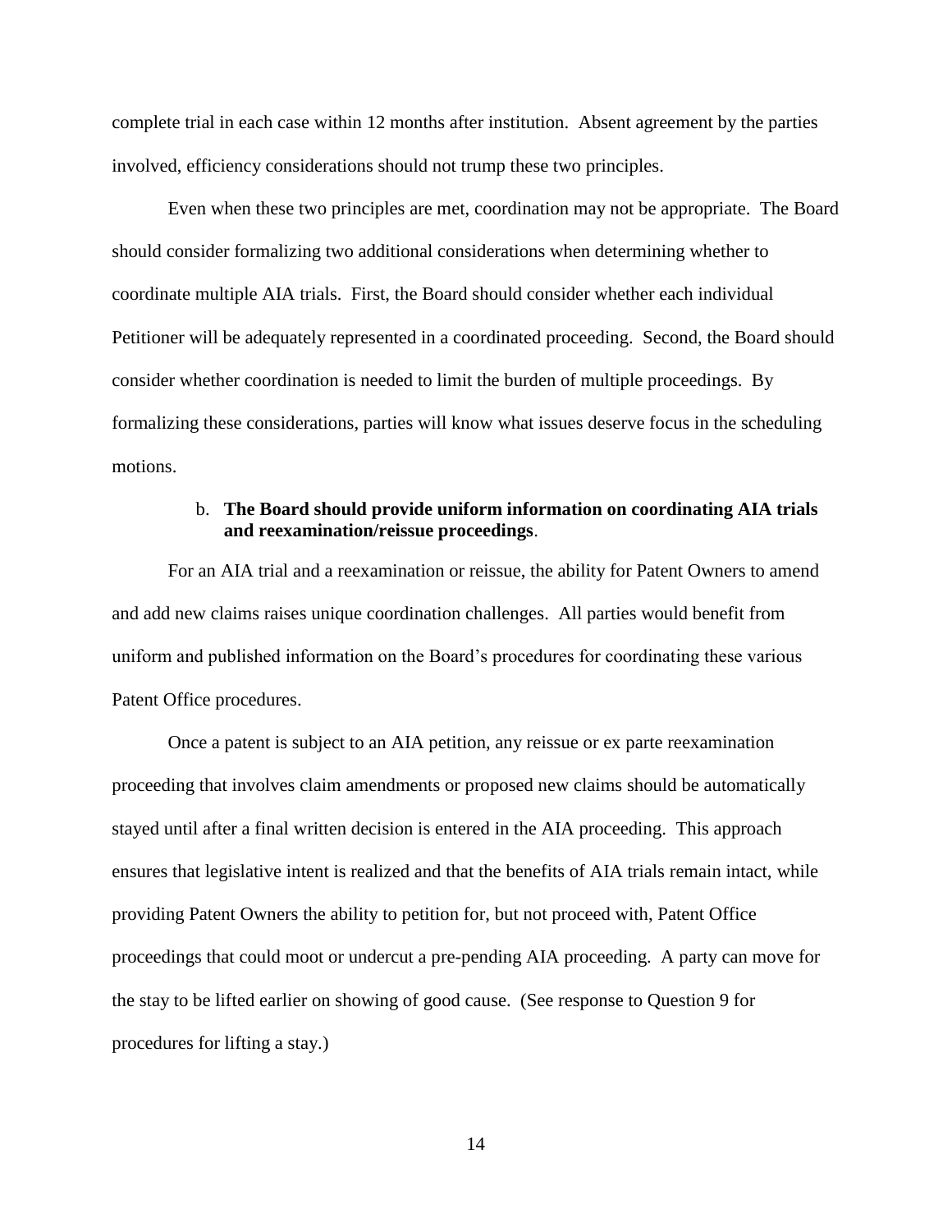complete trial in each case within 12 months after institution. Absent agreement by the parties involved, efficiency considerations should not trump these two principles.

Even when these two principles are met, coordination may not be appropriate. The Board should consider formalizing two additional considerations when determining whether to coordinate multiple AIA trials. First, the Board should consider whether each individual Petitioner will be adequately represented in a coordinated proceeding. Second, the Board should consider whether coordination is needed to limit the burden of multiple proceedings. By formalizing these considerations, parties will know what issues deserve focus in the scheduling motions.

b. **The Board should provide uniform information on coordinating AIA trials and reexamination/reissue proceedings**.

For an AIA trial and a reexamination or reissue, the ability for Patent Owners to amend and add new claims raises unique coordination challenges. All parties would benefit from uniform and published information on the Board's procedures for coordinating these various Patent Office procedures.

Once a patent is subject to an AIA petition, any reissue or ex parte reexamination proceeding that involves claim amendments or proposed new claims should be automatically stayed until after a final written decision is entered in the AIA proceeding. This approach ensures that legislative intent is realized and that the benefits of AIA trials remain intact, while providing Patent Owners the ability to petition for, but not proceed with, Patent Office proceedings that could moot or undercut a pre-pending AIA proceeding. A party can move for the stay to be lifted earlier on showing of good cause. (See response to Question 9 for procedures for lifting a stay.)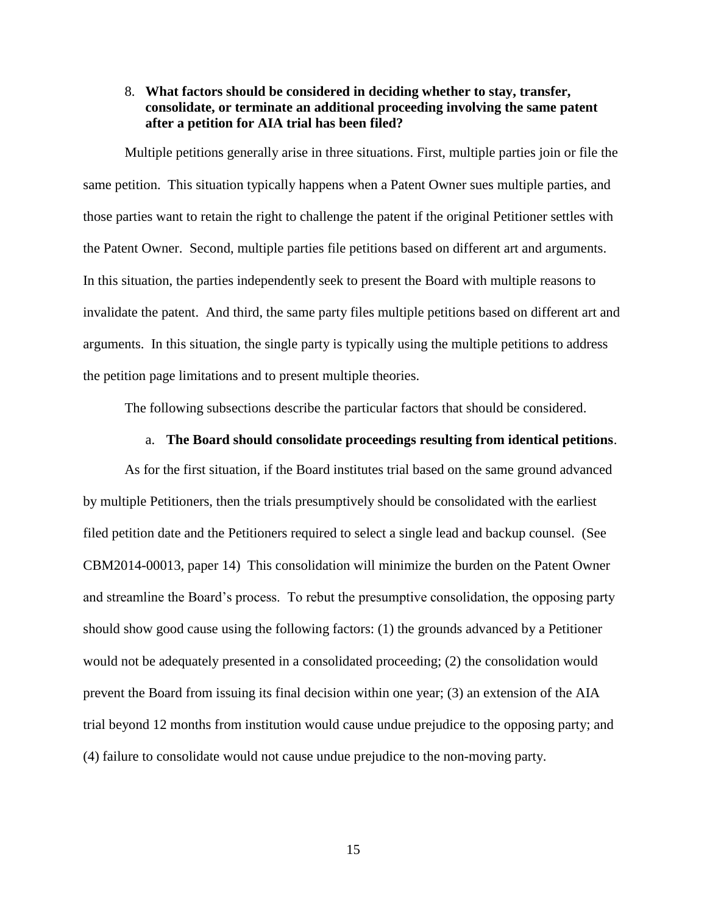8. **What factors should be considered in deciding whether to stay, transfer, consolidate, or terminate an additional proceeding involving the same patent after a petition for AIA trial has been filed?**

Multiple petitions generally arise in three situations. First, multiple parties join or file the same petition. This situation typically happens when a Patent Owner sues multiple parties, and those parties want to retain the right to challenge the patent if the original Petitioner settles with the Patent Owner. Second, multiple parties file petitions based on different art and arguments. In this situation, the parties independently seek to present the Board with multiple reasons to invalidate the patent. And third, the same party files multiple petitions based on different art and arguments. In this situation, the single party is typically using the multiple petitions to address the petition page limitations and to present multiple theories.

The following subsections describe the particular factors that should be considered.

a. **The Board should consolidate proceedings resulting from identical petitions**.

As for the first situation, if the Board institutes trial based on the same ground advanced by multiple Petitioners, then the trials presumptively should be consolidated with the earliest filed petition date and the Petitioners required to select a single lead and backup counsel. (See CBM2014-00013, paper 14) This consolidation will minimize the burden on the Patent Owner and streamline the Board's process. To rebut the presumptive consolidation, the opposing party should show good cause using the following factors: (1) the grounds advanced by a Petitioner would not be adequately presented in a consolidated proceeding; (2) the consolidation would prevent the Board from issuing its final decision within one year; (3) an extension of the AIA trial beyond 12 months from institution would cause undue prejudice to the opposing party; and (4) failure to consolidate would not cause undue prejudice to the non-moving party.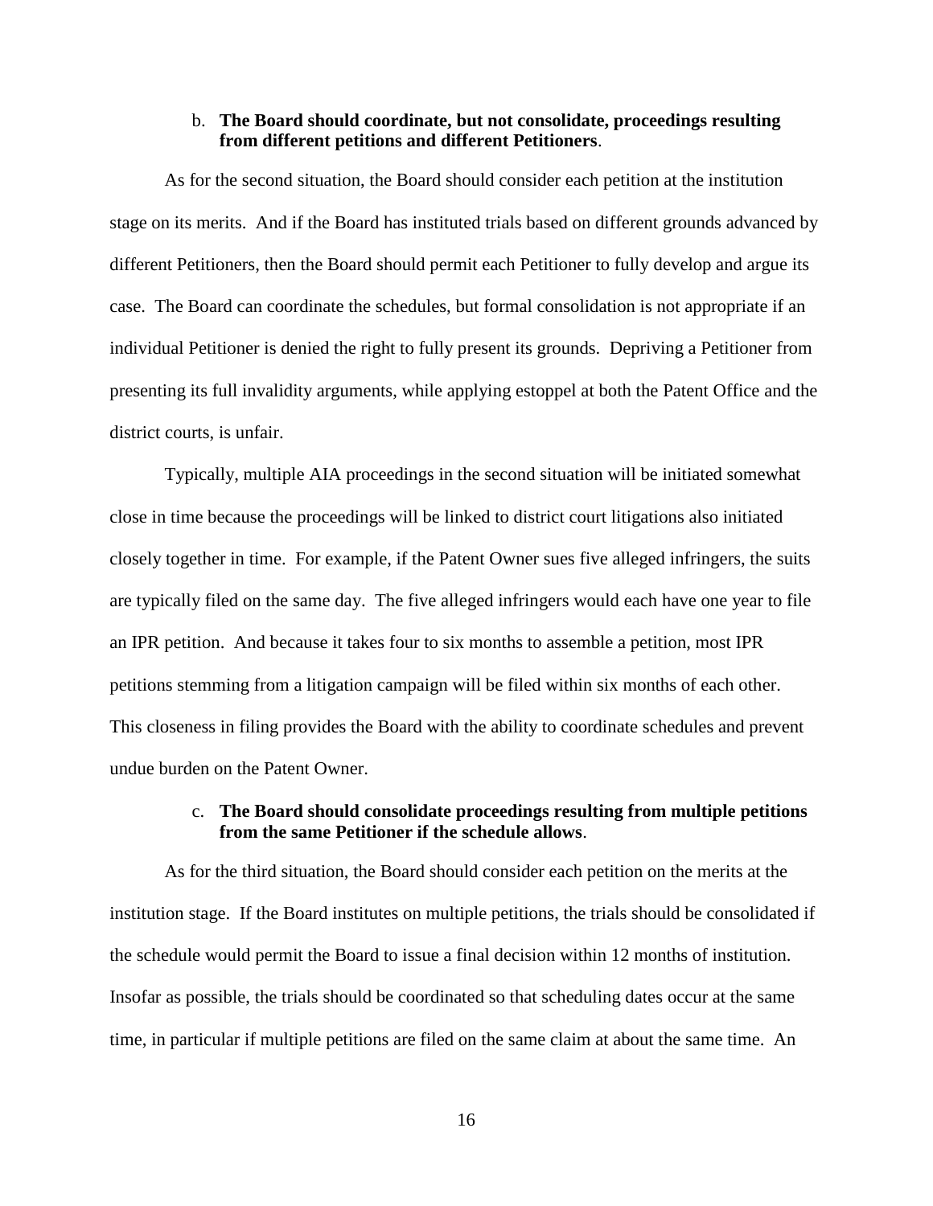b. **The Board should coordinate, but not consolidate, proceedings resulting from different petitions and different Petitioners**.

As for the second situation, the Board should consider each petition at the institution stage on its merits. And if the Board has instituted trials based on different grounds advanced by different Petitioners, then the Board should permit each Petitioner to fully develop and argue its case. The Board can coordinate the schedules, but formal consolidation is not appropriate if an individual Petitioner is denied the right to fully present its grounds. Depriving a Petitioner from presenting its full invalidity arguments, while applying estoppel at both the Patent Office and the district courts, is unfair.

Typically, multiple AIA proceedings in the second situation will be initiated somewhat close in time because the proceedings will be linked to district court litigations also initiated closely together in time. For example, if the Patent Owner sues five alleged infringers, the suits are typically filed on the same day. The five alleged infringers would each have one year to file an IPR petition. And because it takes four to six months to assemble a petition, most IPR petitions stemming from a litigation campaign will be filed within six months of each other. This closeness in filing provides the Board with the ability to coordinate schedules and prevent undue burden on the Patent Owner.

c. **The Board should consolidate proceedings resulting from multiple petitions from the same Petitioner if the schedule allows**.

As for the third situation, the Board should consider each petition on the merits at the institution stage. If the Board institutes on multiple petitions, the trials should be consolidated if the schedule would permit the Board to issue a final decision within 12 months of institution. Insofar as possible, the trials should be coordinated so that scheduling dates occur at the same time, in particular if multiple petitions are filed on the same claim at about the same time. An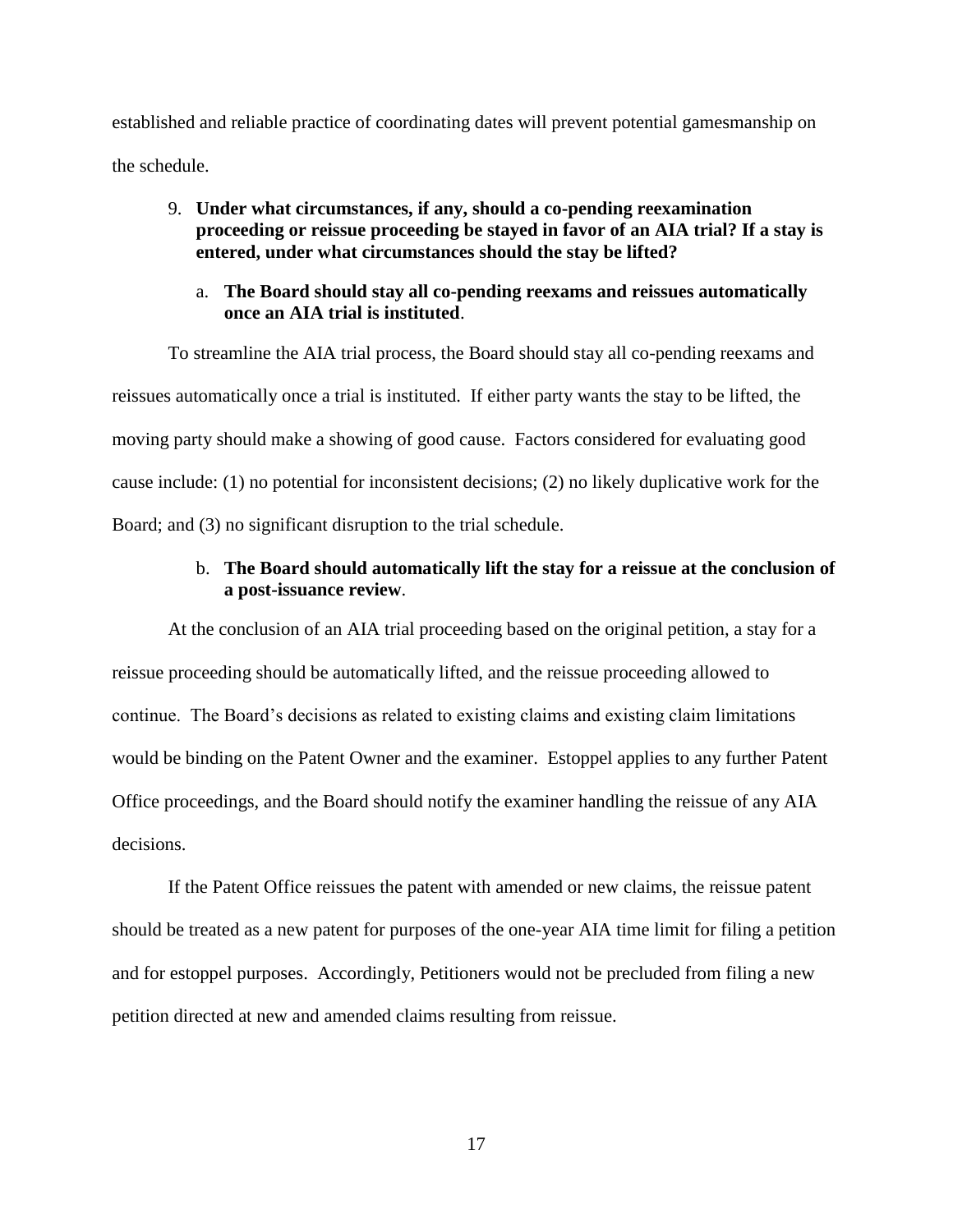established and reliable practice of coordinating dates will prevent potential gamesmanship on the schedule.

9. **Under what circumstances, if any, should a co-pending reexamination proceeding or reissue proceeding be stayed in favor of an AIA trial? If a stay is entered, under what circumstances should the stay be lifted?**

   a. **The Board should stay all co-pending reexams and reissues automatically once an AIA trial is instituted**.

To streamline the AIA trial process, the Board should stay all co-pending reexams and reissues automatically once a trial is instituted. If either party wants the stay to be lifted, the moving party should make a showing of good cause. Factors considered for evaluating good cause include: (1) no potential for inconsistent decisions; (2) no likely duplicative work for the Board; and (3) no significant disruption to the trial schedule.

   b. **The Board should automatically lift the stay for a reissue at the conclusion of a post-issuance review**.

At the conclusion of an AIA trial proceeding based on the original petition, a stay for a reissue proceeding should be automatically lifted, and the reissue proceeding allowed to continue. The Board's decisions as related to existing claims and existing claim limitations would be binding on the Patent Owner and the examiner. Estoppel applies to any further Patent Office proceedings, and the Board should notify the examiner handling the reissue of any AIA decisions.

If the Patent Office reissues the patent with amended or new claims, the reissue patent should be treated as a new patent for purposes of the one-year AIA time limit for filing a petition and for estoppel purposes. Accordingly, Petitioners would not be precluded from filing a new petition directed at new and amended claims resulting from reissue.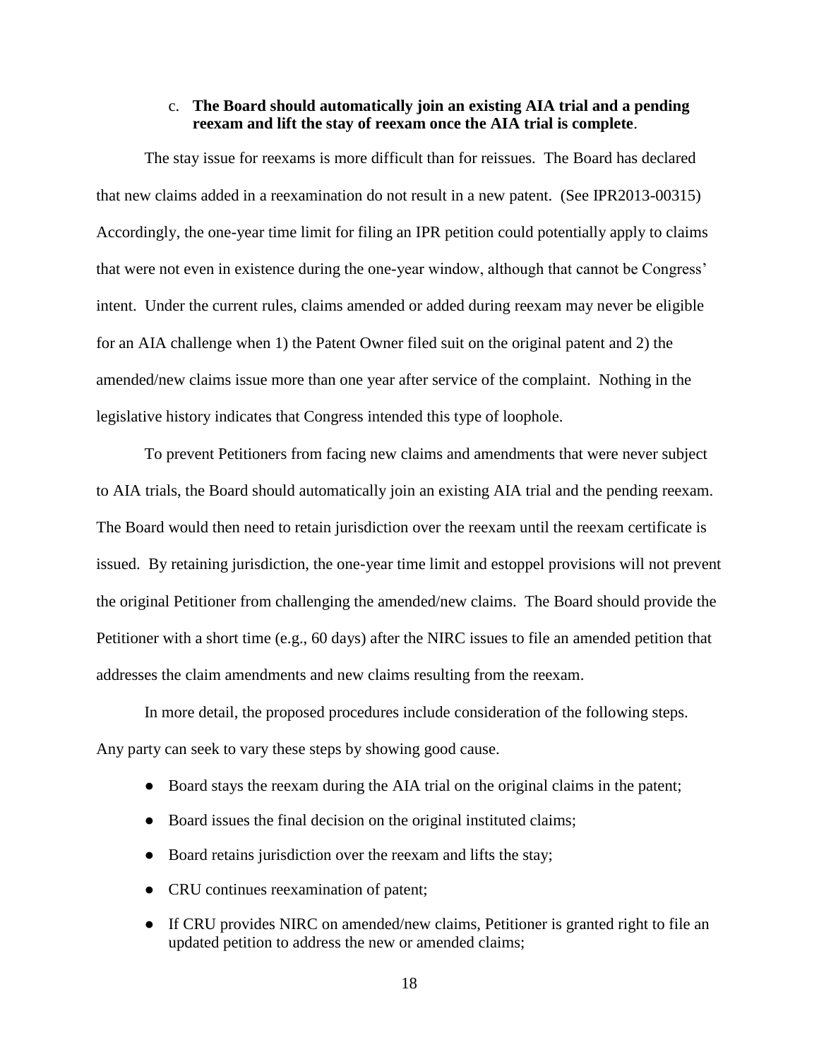c. **The Board should automatically join an existing AIA trial and a pending reexam and lift the stay of reexam once the AIA trial is complete**.

The stay issue for reexams is more difficult than for reissues. The Board has declared that new claims added in a reexamination do not result in a new patent. (See IPR2013-00315) Accordingly, the one-year time limit for filing an IPR petition could potentially apply to claims that were not even in existence during the one-year window, although that cannot be Congress' intent. Under the current rules, claims amended or added during reexam may never be eligible for an AIA challenge when 1) the Patent Owner filed suit on the original patent and 2) the amended/new claims issue more than one year after service of the complaint. Nothing in the legislative history indicates that Congress intended this type of loophole.

To prevent Petitioners from facing new claims and amendments that were never subject to AIA trials, the Board should automatically join an existing AIA trial and the pending reexam. The Board would then need to retain jurisdiction over the reexam until the reexam certificate is issued. By retaining jurisdiction, the one-year time limit and estoppel provisions will not prevent the original Petitioner from challenging the amended/new claims. The Board should provide the Petitioner with a short time (e.g., 60 days) after the NIRC issues to file an amended petition that addresses the claim amendments and new claims resulting from the reexam.

In more detail, the proposed procedures include consideration of the following steps. Any party can seek to vary these steps by showing good cause.

- Board stays the reexam during the AIA trial on the original claims in the patent;
- Board issues the final decision on the original instituted claims;
- Board retains jurisdiction over the reexam and lifts the stay;
- CRU continues reexamination of patent;
- If CRU provides NIRC on amended/new claims, Petitioner is granted right to file an updated petition to address the new or amended claims;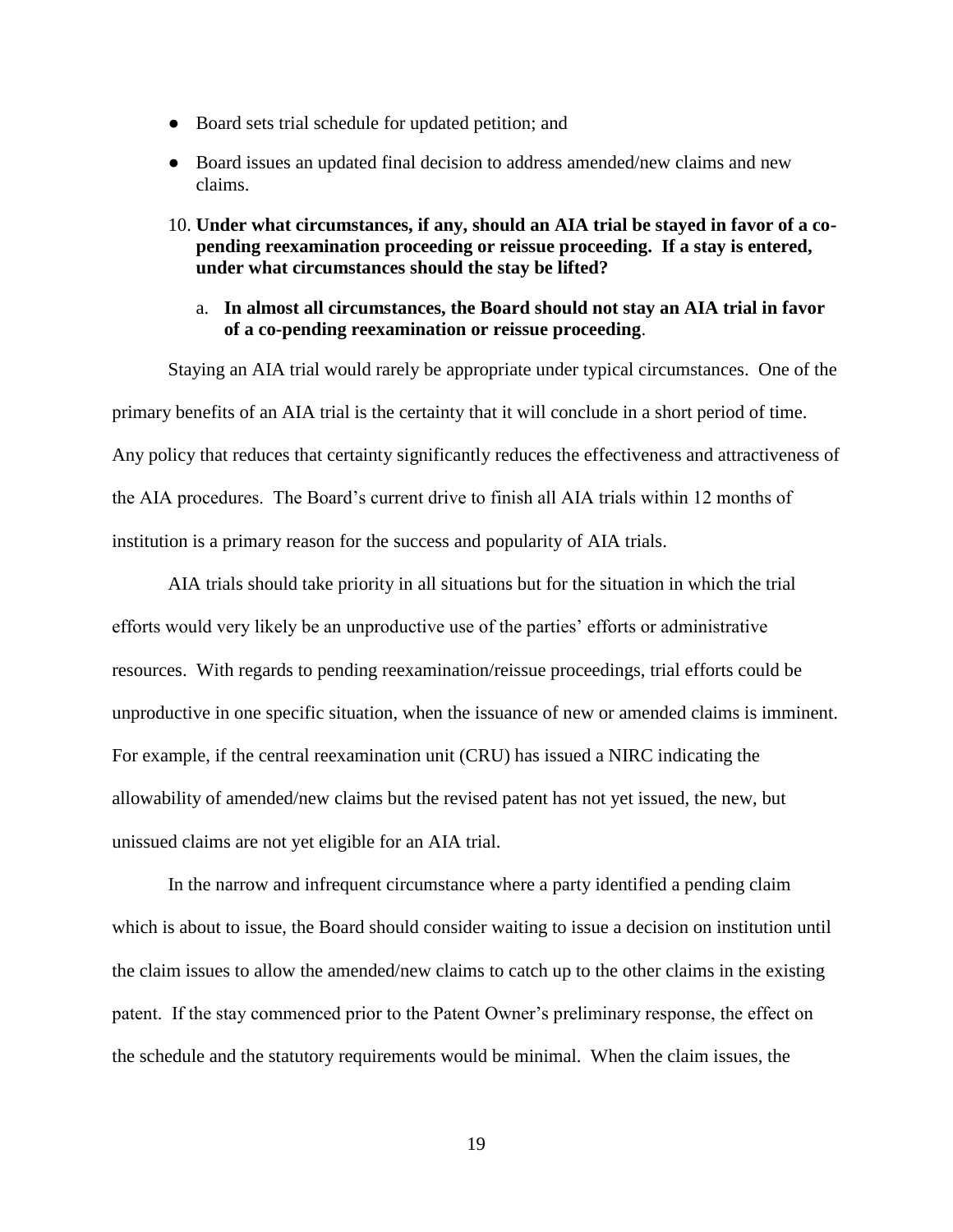- Board sets trial schedule for updated petition; and
- Board issues an updated final decision to address amended/new claims and new claims.

10. **Under what circumstances, if any, should an AIA trial be stayed in favor of a co-pending reexamination proceeding or reissue proceeding. If a stay is entered, under what circumstances should the stay be lifted?**

    a. **In almost all circumstances, the Board should not stay an AIA trial in favor of a co-pending reexamination or reissue proceeding**.

Staying an AIA trial would rarely be appropriate under typical circumstances. One of the primary benefits of an AIA trial is the certainty that it will conclude in a short period of time. Any policy that reduces that certainty significantly reduces the effectiveness and attractiveness of the AIA procedures. The Board's current drive to finish all AIA trials within 12 months of institution is a primary reason for the success and popularity of AIA trials.

AIA trials should take priority in all situations but for the situation in which the trial efforts would very likely be an unproductive use of the parties' efforts or administrative resources. With regards to pending reexamination/reissue proceedings, trial efforts could be unproductive in one specific situation, when the issuance of new or amended claims is imminent. For example, if the central reexamination unit (CRU) has issued a NIRC indicating the allowability of amended/new claims but the revised patent has not yet issued, the new, but unissued claims are not yet eligible for an AIA trial.

In the narrow and infrequent circumstance where a party identified a pending claim which is about to issue, the Board should consider waiting to issue a decision on institution until the claim issues to allow the amended/new claims to catch up to the other claims in the existing patent. If the stay commenced prior to the Patent Owner's preliminary response, the effect on the schedule and the statutory requirements would be minimal. When the claim issues, the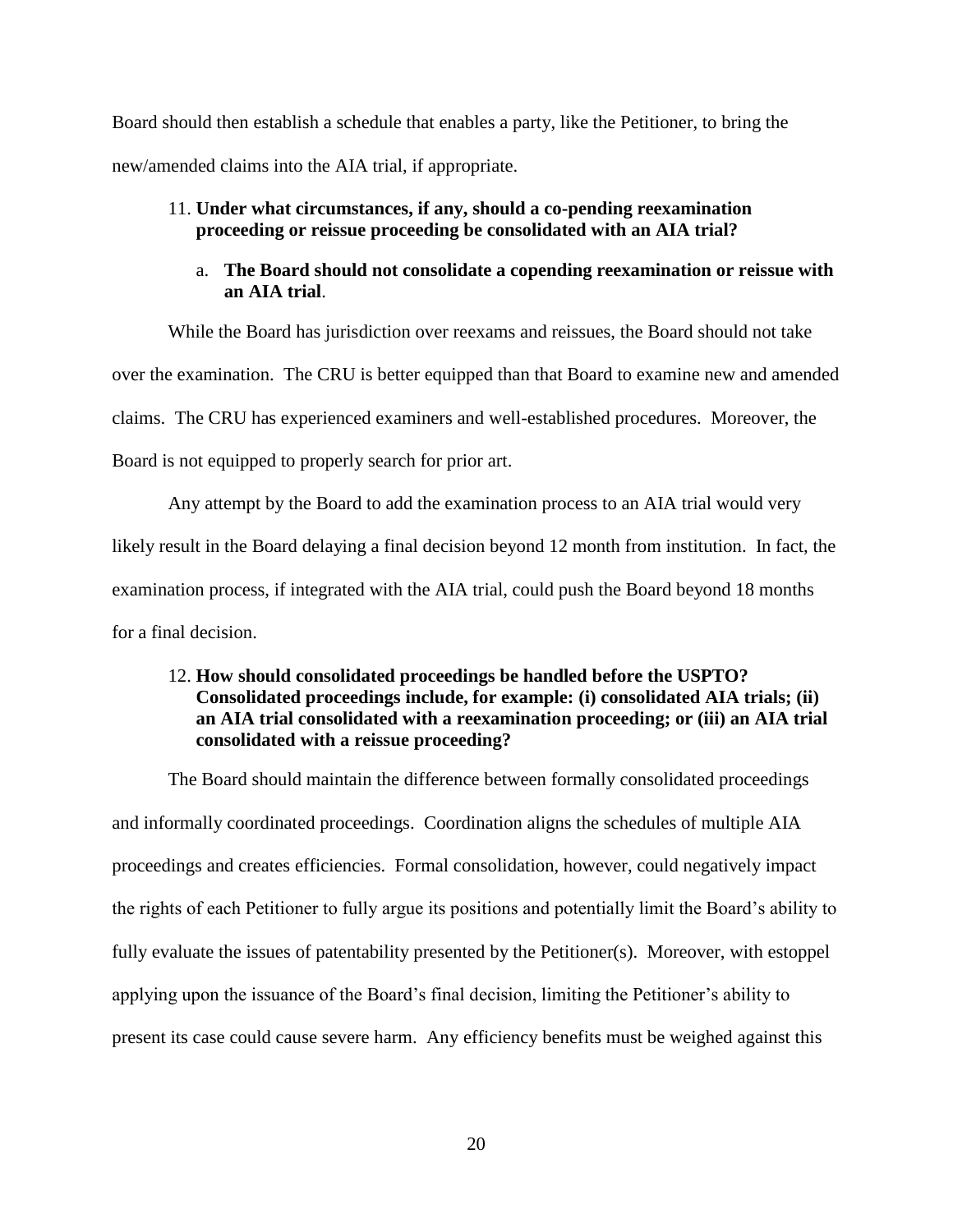Board should then establish a schedule that enables a party, like the Petitioner, to bring the new/amended claims into the AIA trial, if appropriate.

11. **Under what circumstances, if any, should a co-pending reexamination proceeding or reissue proceeding be consolidated with an AIA trial?**

    a. **The Board should not consolidate a copending reexamination or reissue with an AIA trial**.

While the Board has jurisdiction over reexams and reissues, the Board should not take over the examination. The CRU is better equipped than that Board to examine new and amended claims. The CRU has experienced examiners and well-established procedures. Moreover, the Board is not equipped to properly search for prior art.

Any attempt by the Board to add the examination process to an AIA trial would very likely result in the Board delaying a final decision beyond 12 month from institution. In fact, the examination process, if integrated with the AIA trial, could push the Board beyond 18 months for a final decision.

12. **How should consolidated proceedings be handled before the USPTO? Consolidated proceedings include, for example: (i) consolidated AIA trials; (ii) an AIA trial consolidated with a reexamination proceeding; or (iii) an AIA trial consolidated with a reissue proceeding?**

The Board should maintain the difference between formally consolidated proceedings and informally coordinated proceedings. Coordination aligns the schedules of multiple AIA proceedings and creates efficiencies. Formal consolidation, however, could negatively impact the rights of each Petitioner to fully argue its positions and potentially limit the Board's ability to fully evaluate the issues of patentability presented by the Petitioner(s). Moreover, with estoppel applying upon the issuance of the Board's final decision, limiting the Petitioner's ability to present its case could cause severe harm. Any efficiency benefits must be weighed against this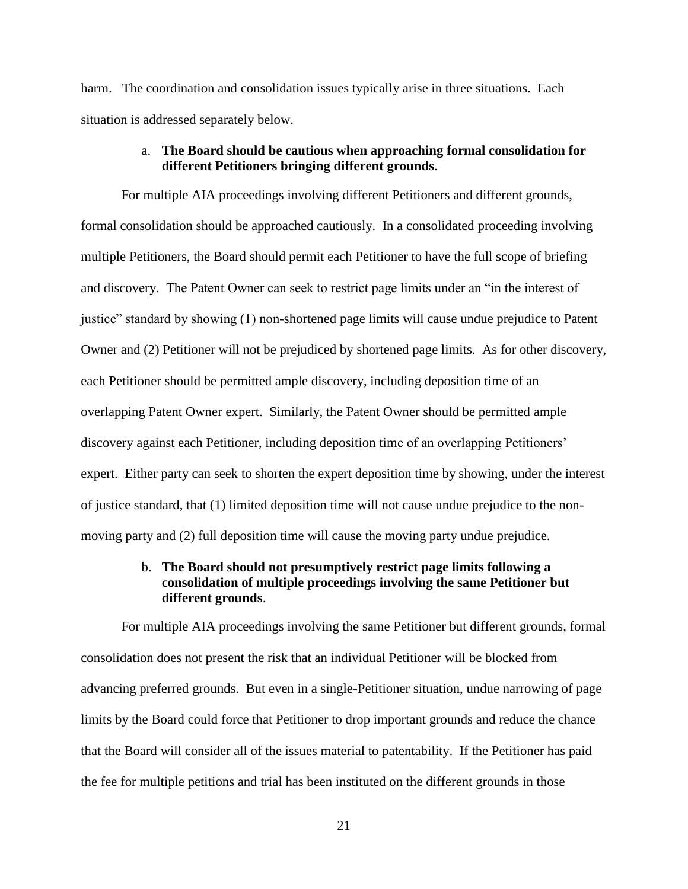harm. The coordination and consolidation issues typically arise in three situations. Each situation is addressed separately below.

a. **The Board should be cautious when approaching formal consolidation for different Petitioners bringing different grounds**.

For multiple AIA proceedings involving different Petitioners and different grounds, formal consolidation should be approached cautiously. In a consolidated proceeding involving multiple Petitioners, the Board should permit each Petitioner to have the full scope of briefing and discovery. The Patent Owner can seek to restrict page limits under an "in the interest of justice" standard by showing (1) non-shortened page limits will cause undue prejudice to Patent Owner and (2) Petitioner will not be prejudiced by shortened page limits. As for other discovery, each Petitioner should be permitted ample discovery, including deposition time of an overlapping Patent Owner expert. Similarly, the Patent Owner should be permitted ample discovery against each Petitioner, including deposition time of an overlapping Petitioners' expert. Either party can seek to shorten the expert deposition time by showing, under the interest of justice standard, that (1) limited deposition time will not cause undue prejudice to the non-moving party and (2) full deposition time will cause the moving party undue prejudice.

b. **The Board should not presumptively restrict page limits following a consolidation of multiple proceedings involving the same Petitioner but different grounds**.

For multiple AIA proceedings involving the same Petitioner but different grounds, formal consolidation does not present the risk that an individual Petitioner will be blocked from advancing preferred grounds. But even in a single-Petitioner situation, undue narrowing of page limits by the Board could force that Petitioner to drop important grounds and reduce the chance that the Board will consider all of the issues material to patentability. If the Petitioner has paid the fee for multiple petitions and trial has been instituted on the different grounds in those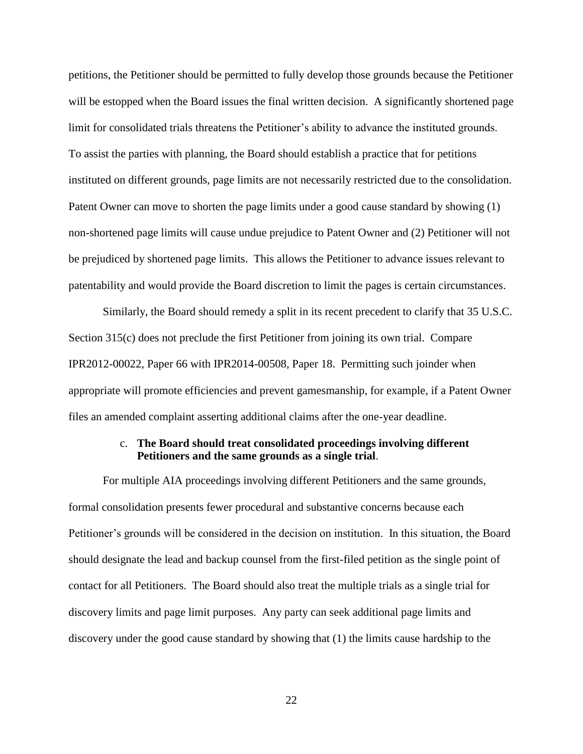petitions, the Petitioner should be permitted to fully develop those grounds because the Petitioner will be estopped when the Board issues the final written decision. A significantly shortened page limit for consolidated trials threatens the Petitioner's ability to advance the instituted grounds. To assist the parties with planning, the Board should establish a practice that for petitions instituted on different grounds, page limits are not necessarily restricted due to the consolidation. Patent Owner can move to shorten the page limits under a good cause standard by showing (1) non-shortened page limits will cause undue prejudice to Patent Owner and (2) Petitioner will not be prejudiced by shortened page limits. This allows the Petitioner to advance issues relevant to patentability and would provide the Board discretion to limit the pages is certain circumstances.

Similarly, the Board should remedy a split in its recent precedent to clarify that 35 U.S.C. Section 315(c) does not preclude the first Petitioner from joining its own trial. Compare IPR2012-00022, Paper 66 with IPR2014-00508, Paper 18. Permitting such joinder when appropriate will promote efficiencies and prevent gamesmanship, for example, if a Patent Owner files an amended complaint asserting additional claims after the one-year deadline.

c. **The Board should treat consolidated proceedings involving different Petitioners and the same grounds as a single trial**.

For multiple AIA proceedings involving different Petitioners and the same grounds, formal consolidation presents fewer procedural and substantive concerns because each Petitioner's grounds will be considered in the decision on institution. In this situation, the Board should designate the lead and backup counsel from the first-filed petition as the single point of contact for all Petitioners. The Board should also treat the multiple trials as a single trial for discovery limits and page limit purposes. Any party can seek additional page limits and discovery under the good cause standard by showing that (1) the limits cause hardship to the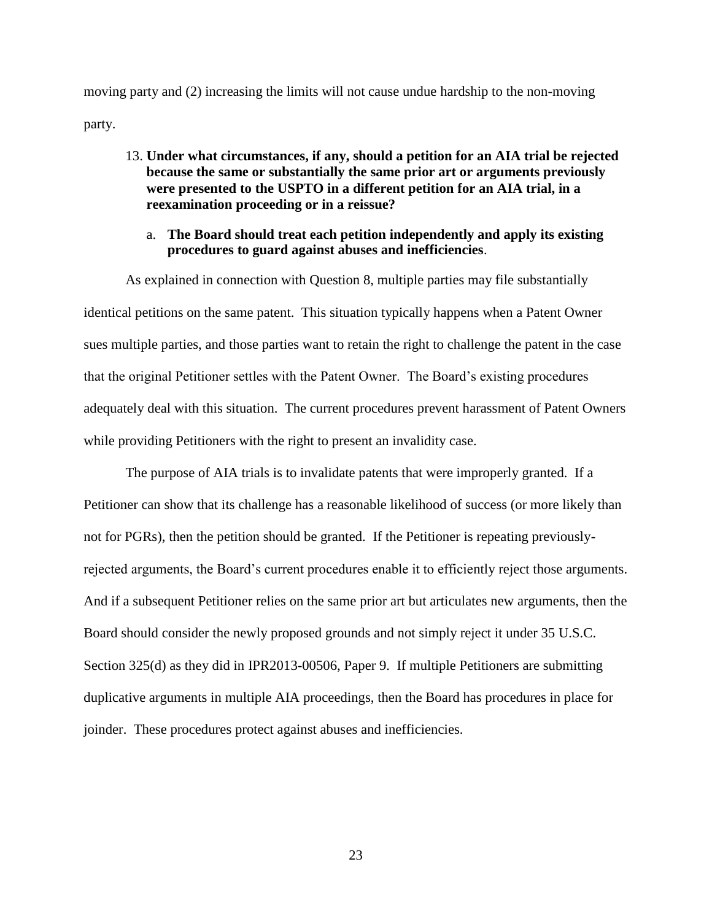moving party and (2) increasing the limits will not cause undue hardship to the non-moving party.

13. **Under what circumstances, if any, should a petition for an AIA trial be rejected because the same or substantially the same prior art or arguments previously were presented to the USPTO in a different petition for an AIA trial, in a reexamination proceeding or in a reissue?**

    a. **The Board should treat each petition independently and apply its existing procedures to guard against abuses and inefficiencies**.

As explained in connection with Question 8, multiple parties may file substantially identical petitions on the same patent. This situation typically happens when a Patent Owner sues multiple parties, and those parties want to retain the right to challenge the patent in the case that the original Petitioner settles with the Patent Owner. The Board's existing procedures adequately deal with this situation. The current procedures prevent harassment of Patent Owners while providing Petitioners with the right to present an invalidity case.

The purpose of AIA trials is to invalidate patents that were improperly granted. If a Petitioner can show that its challenge has a reasonable likelihood of success (or more likely than not for PGRs), then the petition should be granted. If the Petitioner is repeating previously-rejected arguments, the Board's current procedures enable it to efficiently reject those arguments. And if a subsequent Petitioner relies on the same prior art but articulates new arguments, then the Board should consider the newly proposed grounds and not simply reject it under 35 U.S.C. Section 325(d) as they did in IPR2013-00506, Paper 9. If multiple Petitioners are submitting duplicative arguments in multiple AIA proceedings, then the Board has procedures in place for joinder. These procedures protect against abuses and inefficiencies.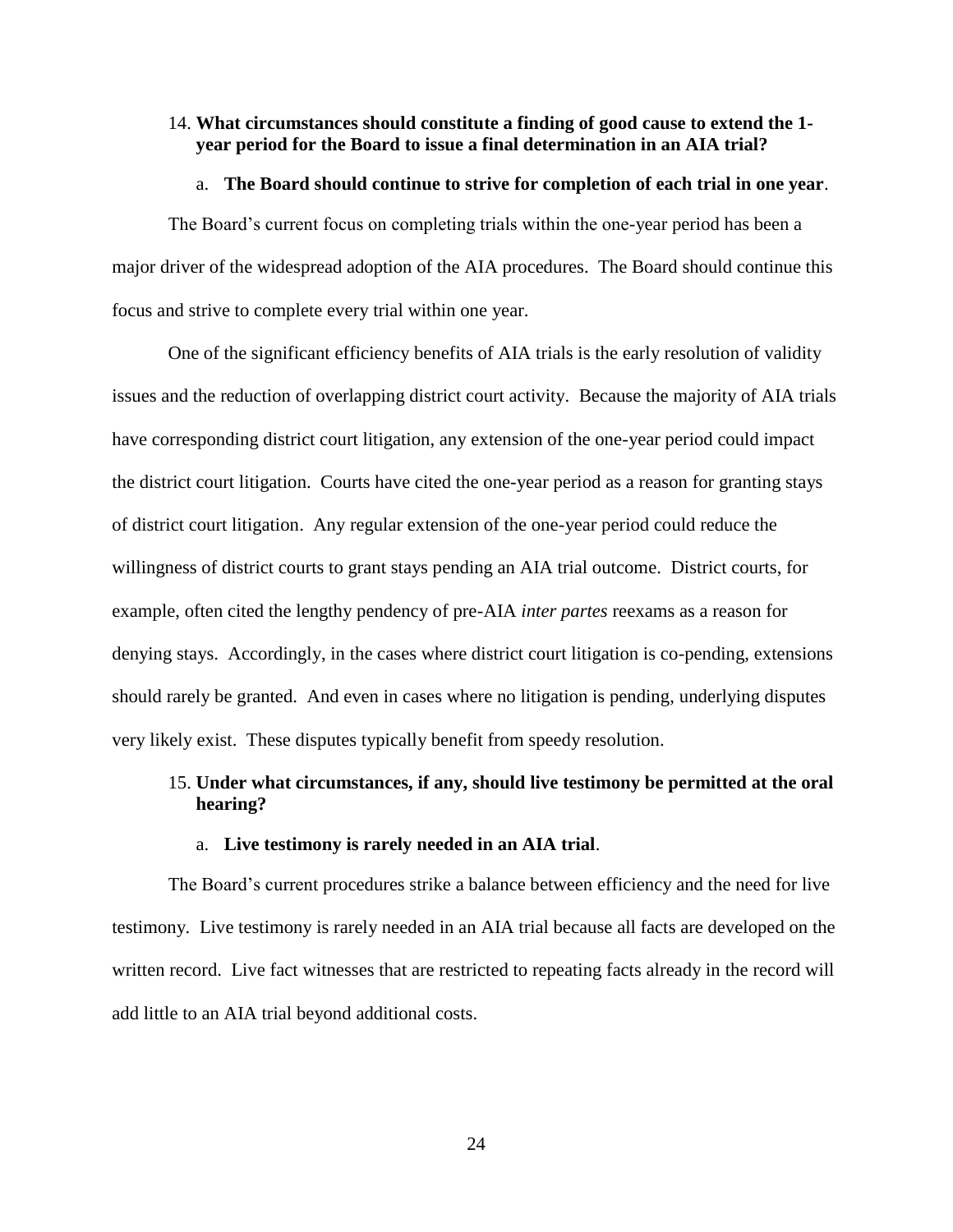14. **What circumstances should constitute a finding of good cause to extend the 1-year period for the Board to issue a final determination in an AIA trial?**

    a. **The Board should continue to strive for completion of each trial in one year**.

The Board's current focus on completing trials within the one-year period has been a major driver of the widespread adoption of the AIA procedures. The Board should continue this focus and strive to complete every trial within one year.

One of the significant efficiency benefits of AIA trials is the early resolution of validity issues and the reduction of overlapping district court activity. Because the majority of AIA trials have corresponding district court litigation, any extension of the one-year period could impact the district court litigation. Courts have cited the one-year period as a reason for granting stays of district court litigation. Any regular extension of the one-year period could reduce the willingness of district courts to grant stays pending an AIA trial outcome. District courts, for example, often cited the lengthy pendency of pre-AIA *inter partes* reexams as a reason for denying stays. Accordingly, in the cases where district court litigation is co-pending, extensions should rarely be granted. And even in cases where no litigation is pending, underlying disputes very likely exist. These disputes typically benefit from speedy resolution.

15. **Under what circumstances, if any, should live testimony be permitted at the oral hearing?**

    a. **Live testimony is rarely needed in an AIA trial**.

The Board's current procedures strike a balance between efficiency and the need for live testimony. Live testimony is rarely needed in an AIA trial because all facts are developed on the written record. Live fact witnesses that are restricted to repeating facts already in the record will add little to an AIA trial beyond additional costs.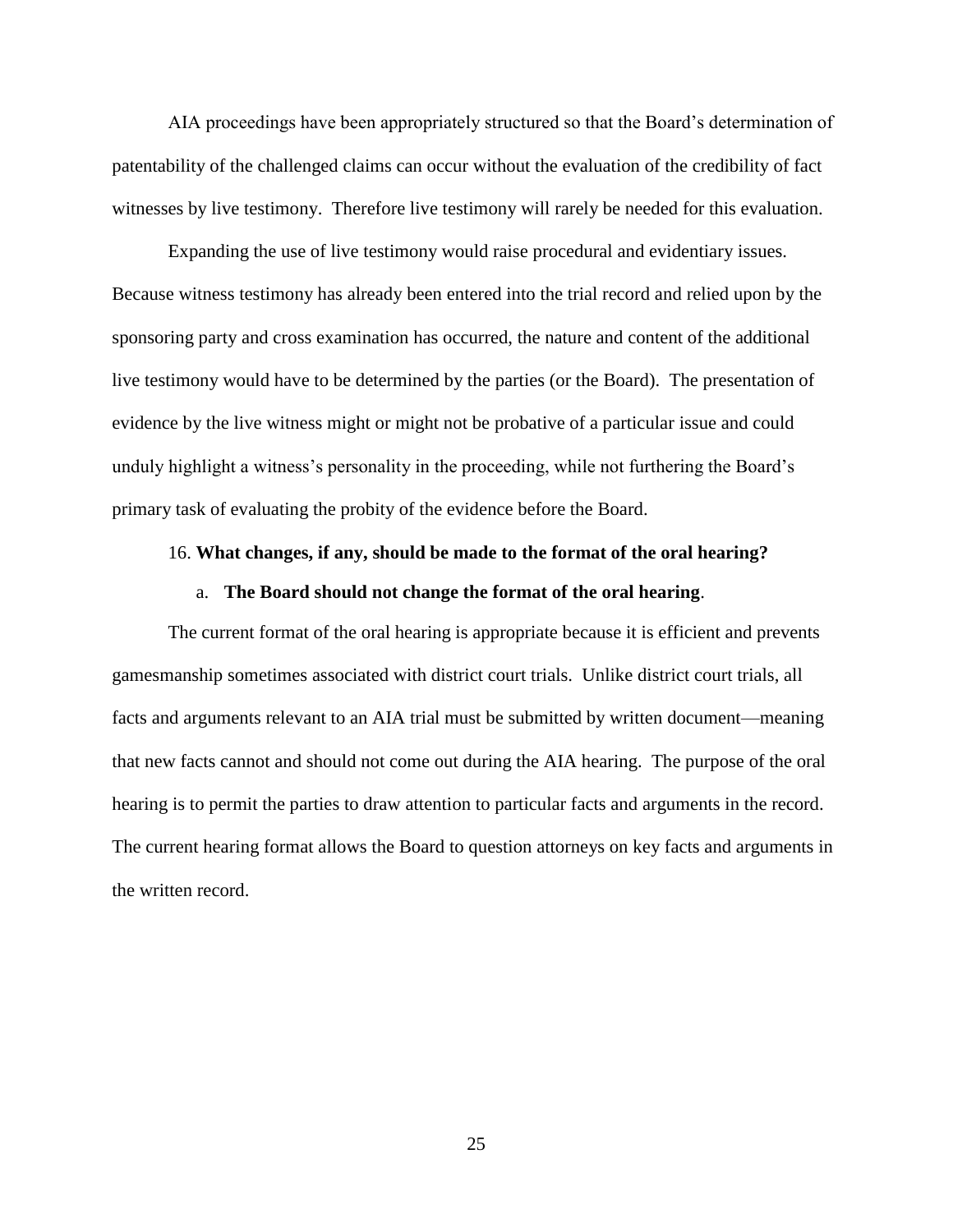AIA proceedings have been appropriately structured so that the Board's determination of patentability of the challenged claims can occur without the evaluation of the credibility of fact witnesses by live testimony. Therefore live testimony will rarely be needed for this evaluation.

Expanding the use of live testimony would raise procedural and evidentiary issues. Because witness testimony has already been entered into the trial record and relied upon by the sponsoring party and cross examination has occurred, the nature and content of the additional live testimony would have to be determined by the parties (or the Board). The presentation of evidence by the live witness might or might not be probative of a particular issue and could unduly highlight a witness's personality in the proceeding, while not furthering the Board's primary task of evaluating the probity of the evidence before the Board.

16. **What changes, if any, should be made to the format of the oral hearing?**

a. **The Board should not change the format of the oral hearing**.

The current format of the oral hearing is appropriate because it is efficient and prevents gamesmanship sometimes associated with district court trials. Unlike district court trials, all facts and arguments relevant to an AIA trial must be submitted by written document—meaning that new facts cannot and should not come out during the AIA hearing. The purpose of the oral hearing is to permit the parties to draw attention to particular facts and arguments in the record. The current hearing format allows the Board to question attorneys on key facts and arguments in the written record.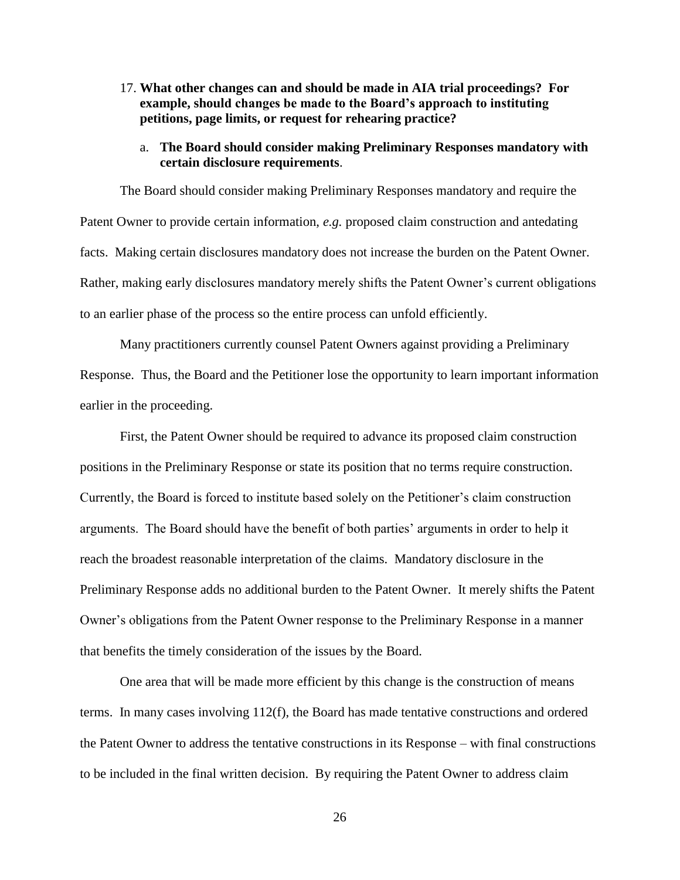17. **What other changes can and should be made in AIA trial proceedings? For example, should changes be made to the Board's approach to instituting petitions, page limits, or request for rehearing practice?**

    a. **The Board should consider making Preliminary Responses mandatory with certain disclosure requirements**.

The Board should consider making Preliminary Responses mandatory and require the Patent Owner to provide certain information, *e.g.* proposed claim construction and antedating facts. Making certain disclosures mandatory does not increase the burden on the Patent Owner. Rather, making early disclosures mandatory merely shifts the Patent Owner's current obligations to an earlier phase of the process so the entire process can unfold efficiently.

Many practitioners currently counsel Patent Owners against providing a Preliminary Response. Thus, the Board and the Petitioner lose the opportunity to learn important information earlier in the proceeding.

First, the Patent Owner should be required to advance its proposed claim construction positions in the Preliminary Response or state its position that no terms require construction. Currently, the Board is forced to institute based solely on the Petitioner's claim construction arguments. The Board should have the benefit of both parties' arguments in order to help it reach the broadest reasonable interpretation of the claims. Mandatory disclosure in the Preliminary Response adds no additional burden to the Patent Owner. It merely shifts the Patent Owner's obligations from the Patent Owner response to the Preliminary Response in a manner that benefits the timely consideration of the issues by the Board.

One area that will be made more efficient by this change is the construction of means terms. In many cases involving 112(f), the Board has made tentative constructions and ordered the Patent Owner to address the tentative constructions in its Response – with final constructions to be included in the final written decision. By requiring the Patent Owner to address claim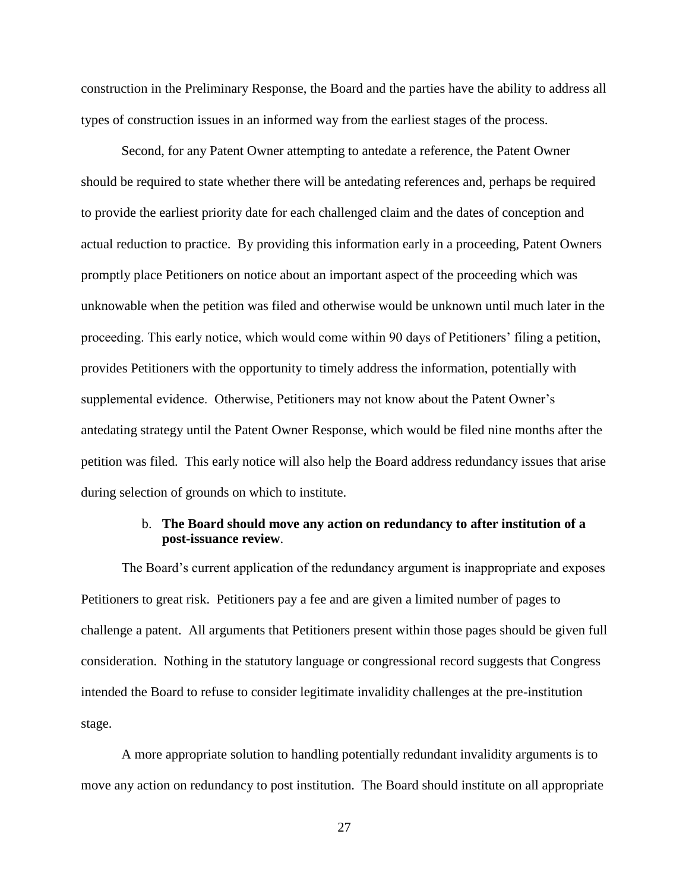construction in the Preliminary Response, the Board and the parties have the ability to address all types of construction issues in an informed way from the earliest stages of the process.

Second, for any Patent Owner attempting to antedate a reference, the Patent Owner should be required to state whether there will be antedating references and, perhaps be required to provide the earliest priority date for each challenged claim and the dates of conception and actual reduction to practice. By providing this information early in a proceeding, Patent Owners promptly place Petitioners on notice about an important aspect of the proceeding which was unknowable when the petition was filed and otherwise would be unknown until much later in the proceeding. This early notice, which would come within 90 days of Petitioners' filing a petition, provides Petitioners with the opportunity to timely address the information, potentially with supplemental evidence. Otherwise, Petitioners may not know about the Patent Owner's antedating strategy until the Patent Owner Response, which would be filed nine months after the petition was filed. This early notice will also help the Board address redundancy issues that arise during selection of grounds on which to institute.

b. **The Board should move any action on redundancy to after institution of a post-issuance review**.

The Board's current application of the redundancy argument is inappropriate and exposes Petitioners to great risk. Petitioners pay a fee and are given a limited number of pages to challenge a patent. All arguments that Petitioners present within those pages should be given full consideration. Nothing in the statutory language or congressional record suggests that Congress intended the Board to refuse to consider legitimate invalidity challenges at the pre-institution stage.

A more appropriate solution to handling potentially redundant invalidity arguments is to move any action on redundancy to post institution. The Board should institute on all appropriate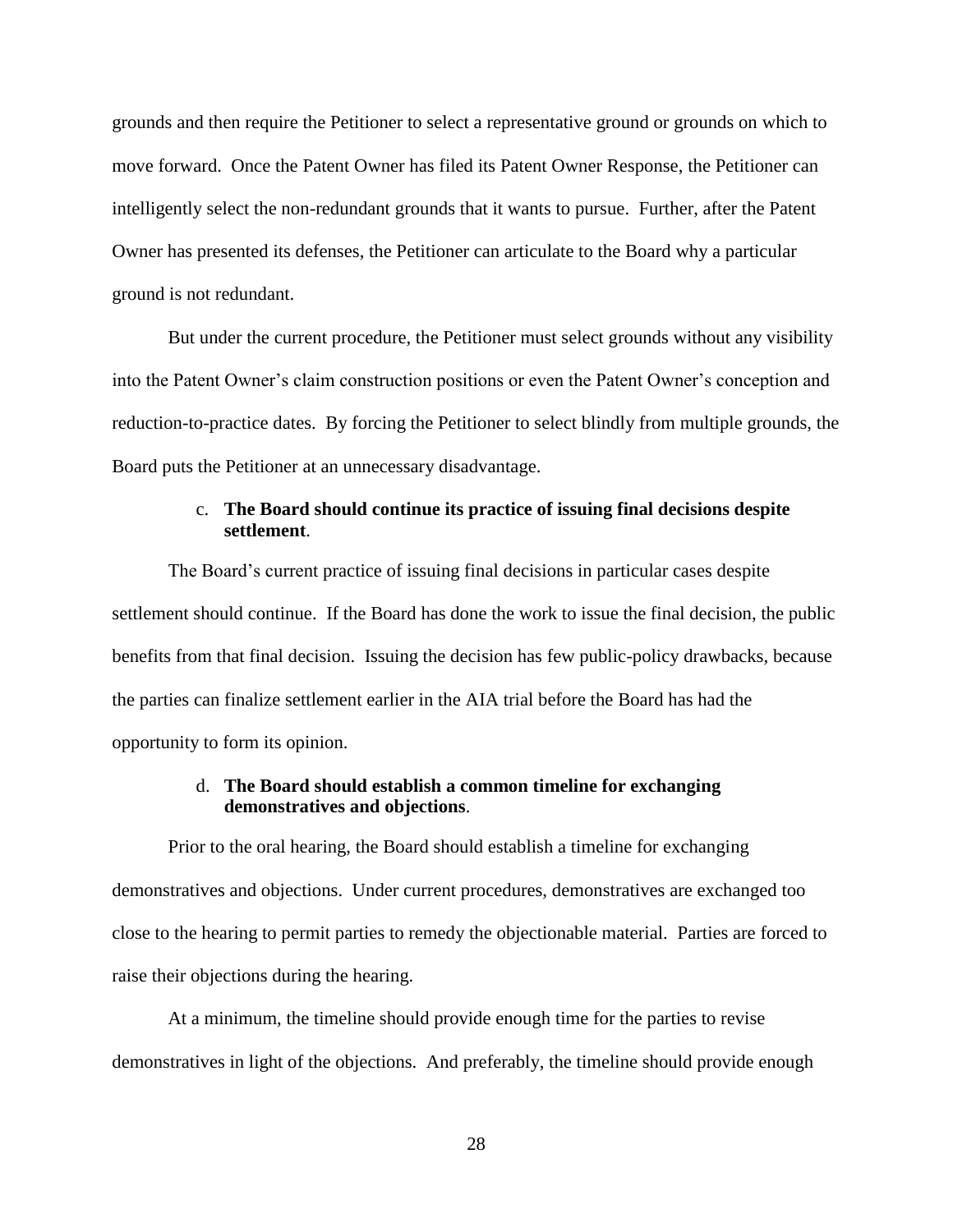grounds and then require the Petitioner to select a representative ground or grounds on which to move forward. Once the Patent Owner has filed its Patent Owner Response, the Petitioner can intelligently select the non-redundant grounds that it wants to pursue. Further, after the Patent Owner has presented its defenses, the Petitioner can articulate to the Board why a particular ground is not redundant.

But under the current procedure, the Petitioner must select grounds without any visibility into the Patent Owner's claim construction positions or even the Patent Owner's conception and reduction-to-practice dates. By forcing the Petitioner to select blindly from multiple grounds, the Board puts the Petitioner at an unnecessary disadvantage.

c. **The Board should continue its practice of issuing final decisions despite settlement**.

The Board's current practice of issuing final decisions in particular cases despite settlement should continue. If the Board has done the work to issue the final decision, the public benefits from that final decision. Issuing the decision has few public-policy drawbacks, because the parties can finalize settlement earlier in the AIA trial before the Board has had the opportunity to form its opinion.

d. **The Board should establish a common timeline for exchanging demonstratives and objections**.

Prior to the oral hearing, the Board should establish a timeline for exchanging demonstratives and objections. Under current procedures, demonstratives are exchanged too close to the hearing to permit parties to remedy the objectionable material. Parties are forced to raise their objections during the hearing.

At a minimum, the timeline should provide enough time for the parties to revise demonstratives in light of the objections. And preferably, the timeline should provide enough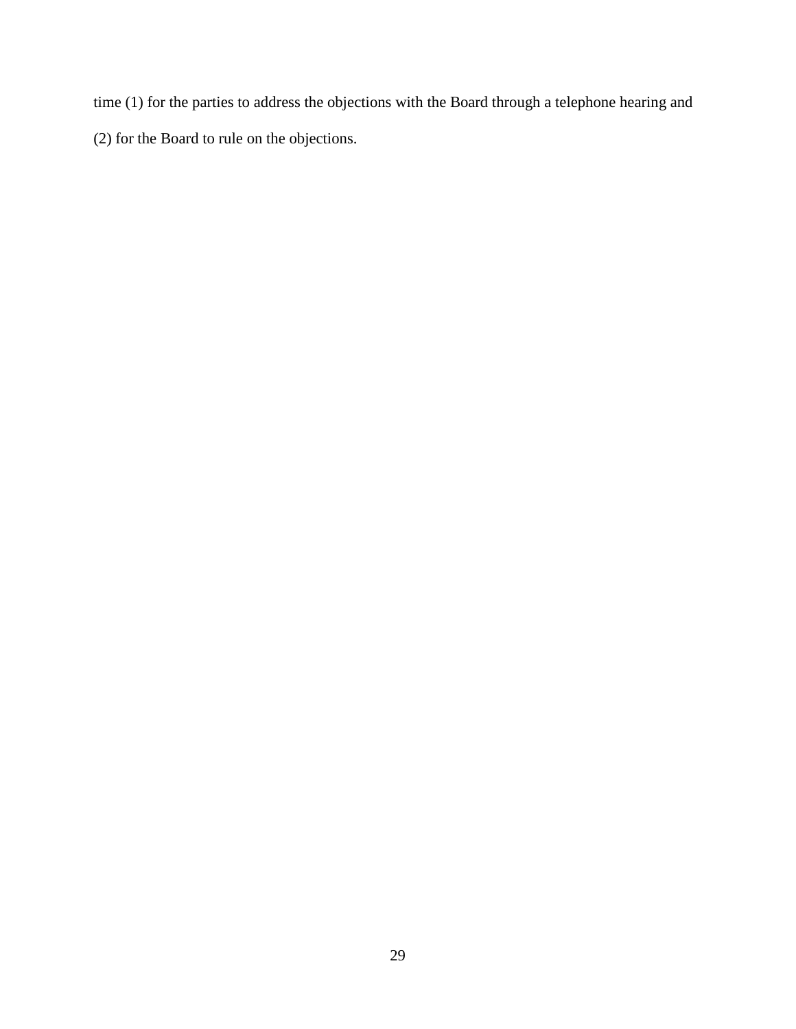time (1) for the parties to address the objections with the Board through a telephone hearing and (2) for the Board to rule on the objections.